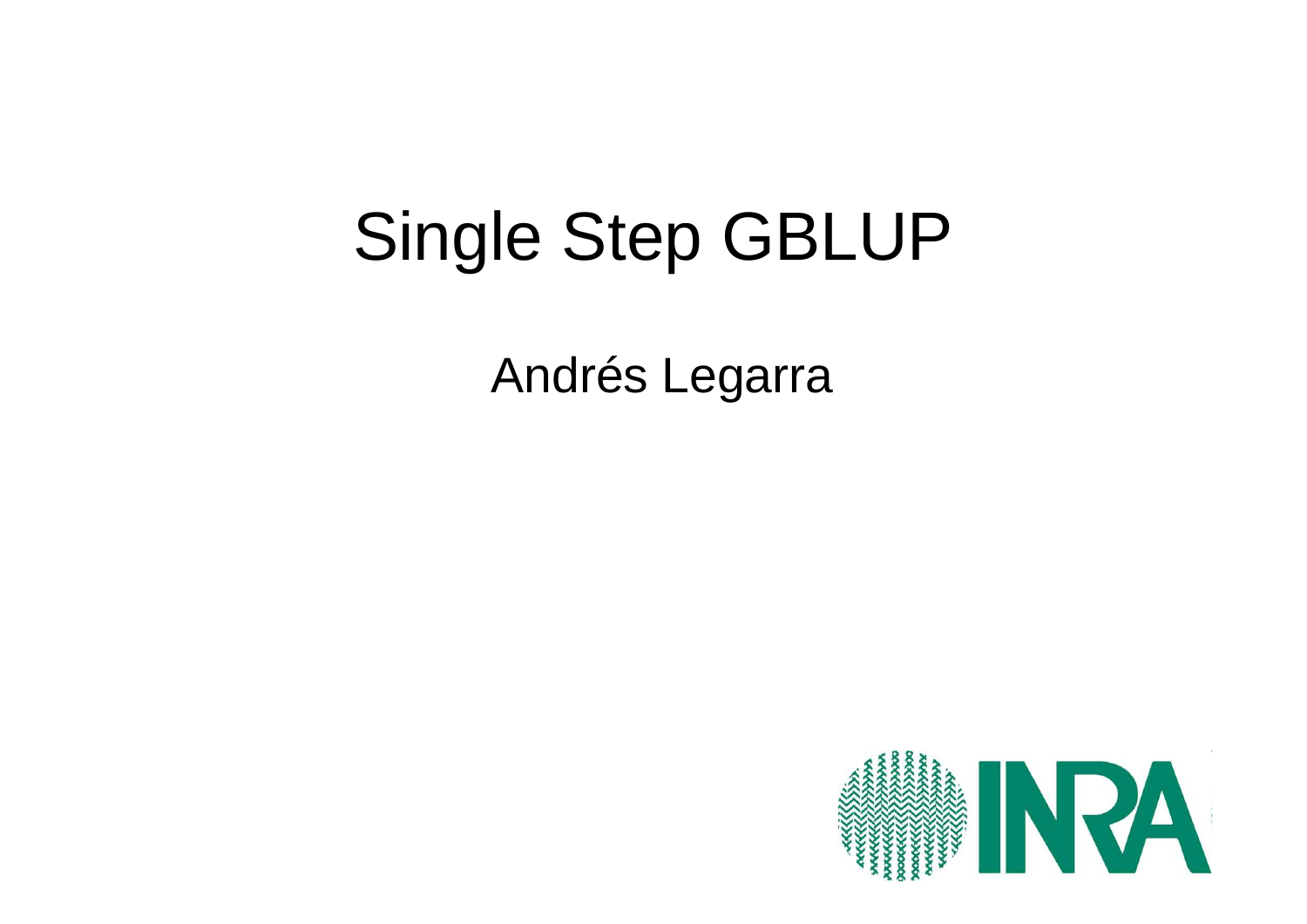# Single Step GBLUP

Andrés Legarra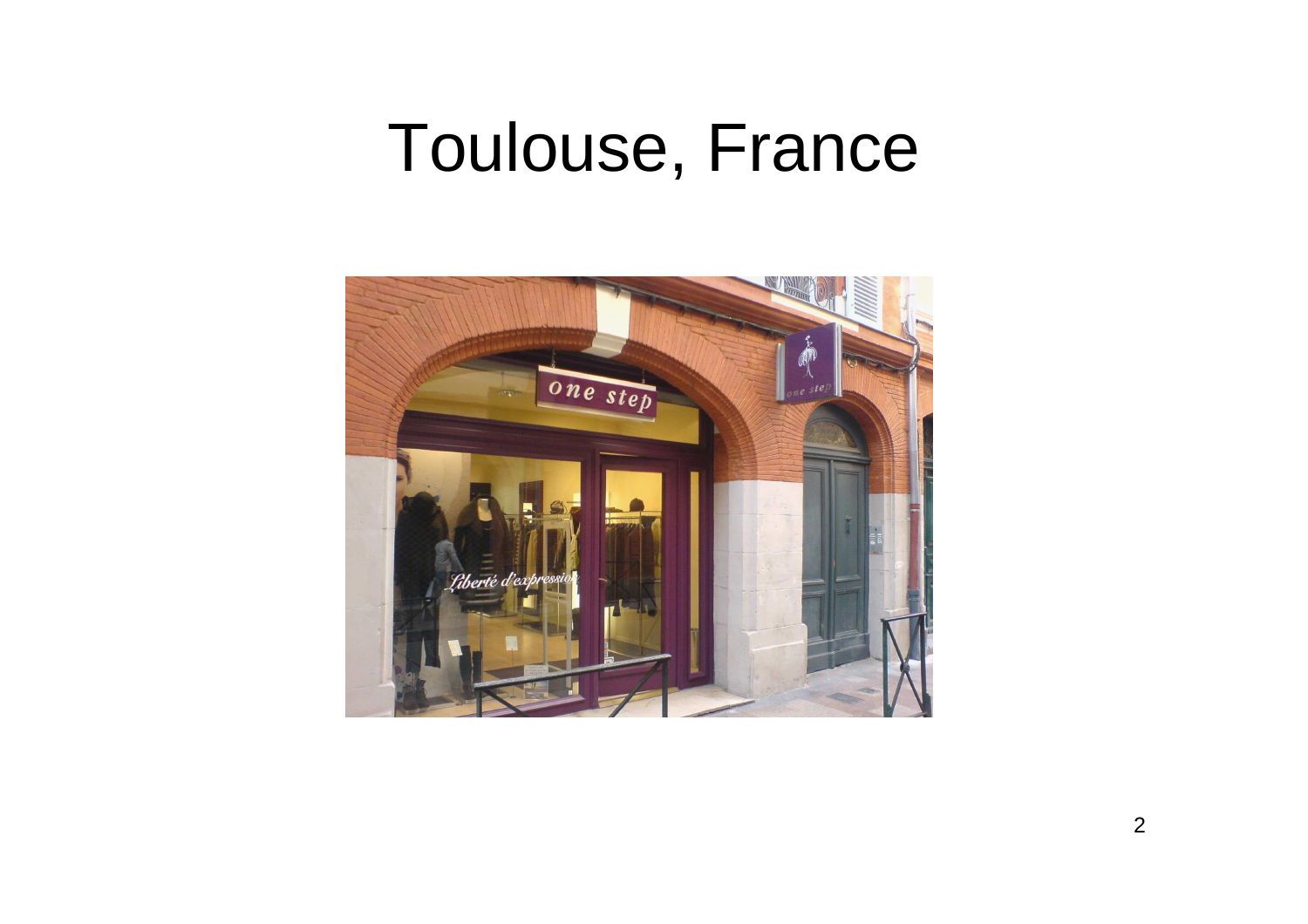# Toulouse, France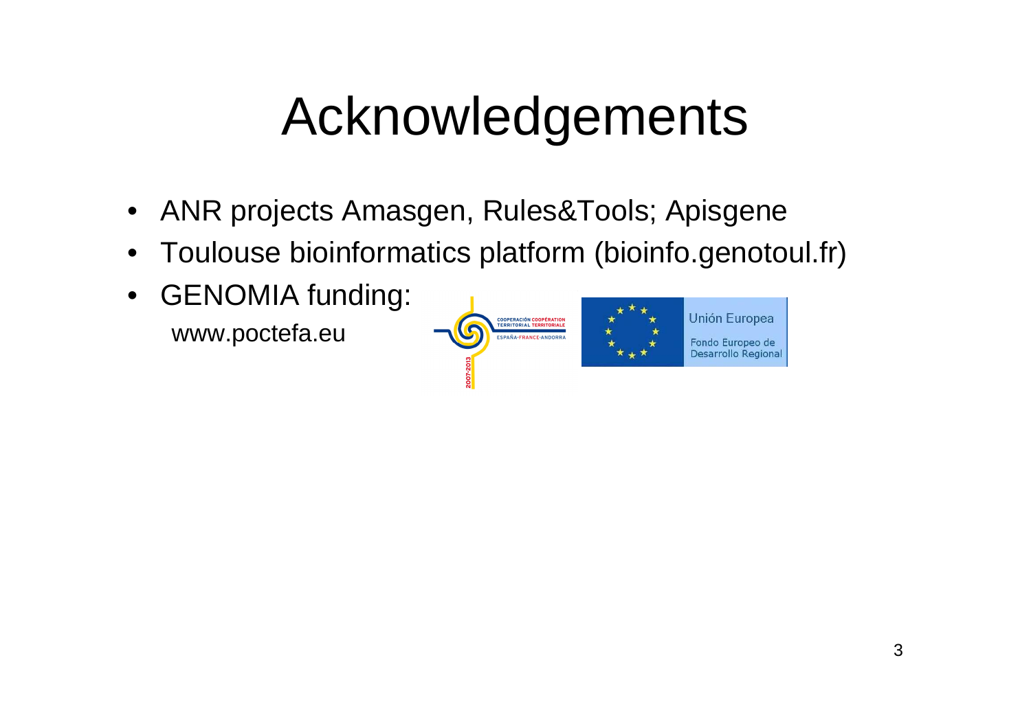# Acknowledgements

- ANR projects Amasgen, Rules&Tools; Apisgene
- Toulouse bioinformatics platform (bioinfo.genotoul.fr)
- GENOMIA funding:

  www.poctefa.eu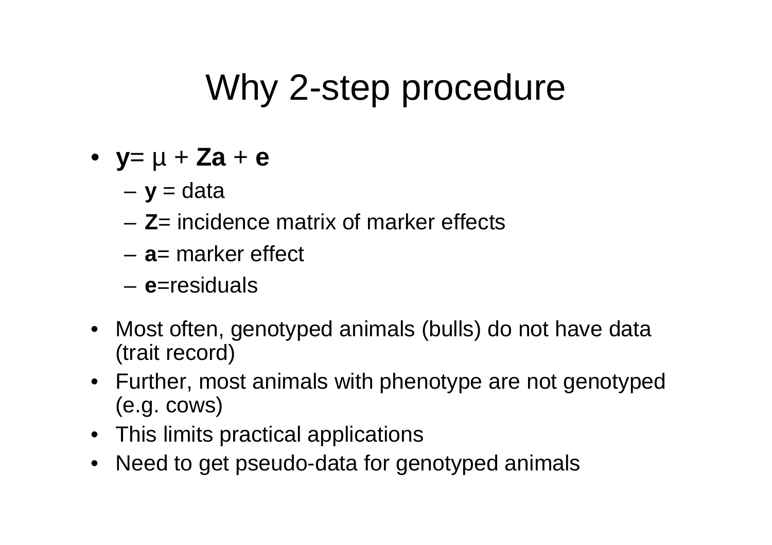# Why 2-step procedure

- $\mathbf{y} = \mu + \mathbf{Za} + \mathbf{e}$
  - $\mathbf{y}$ = data
  - $\mathbf{Z}$= incidence matrix of marker effects
  - $\mathbf{a}$= marker effect
  - $\mathbf{e}$=residuals
- Most often, genotyped animals (bulls) do not have data (trait record)
- Further, most animals with phenotype are not genotyped (e.g. cows)
- This limits practical applications
- Need to get pseudo-data for genotyped animals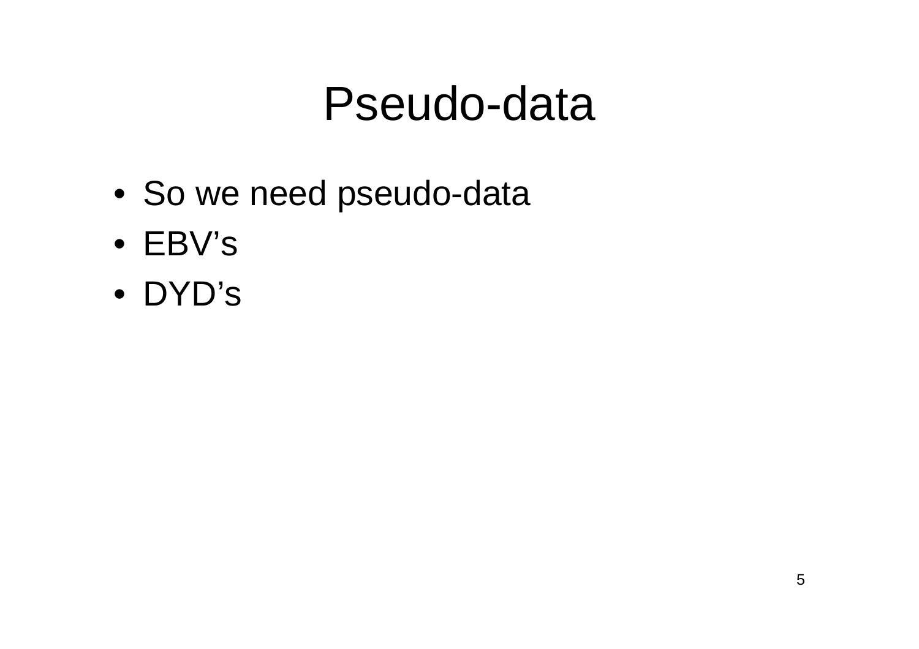# Pseudo-data

- So we need pseudo-data
- EBV's
- DYD's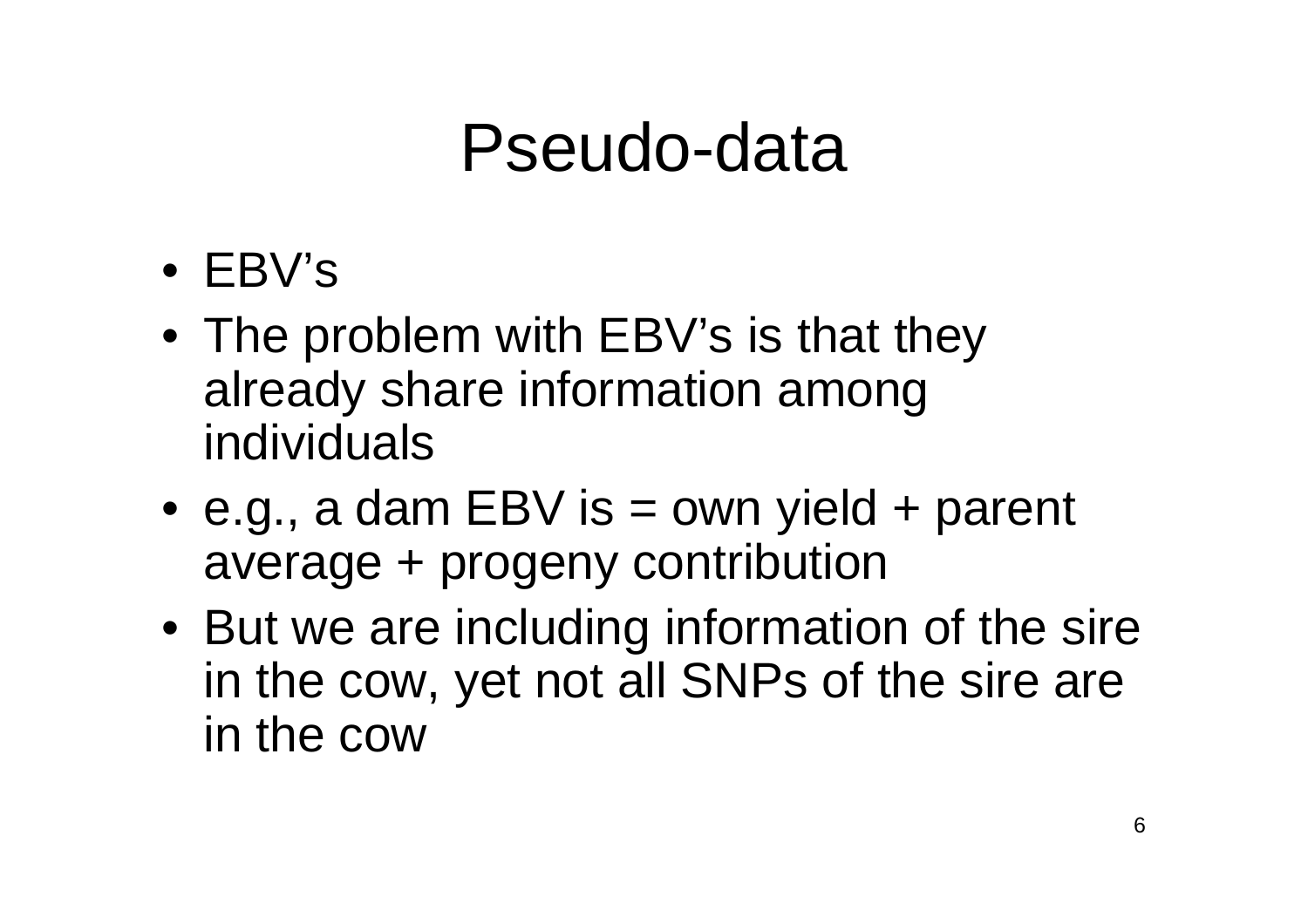# Pseudo-data

- EBV's
- The problem with EBV's is that they already share information among individuals
- e.g., a dam EBV is = own yield + parent average + progeny contribution
- But we are including information of the sire in the cow, yet not all SNPs of the sire are in the cow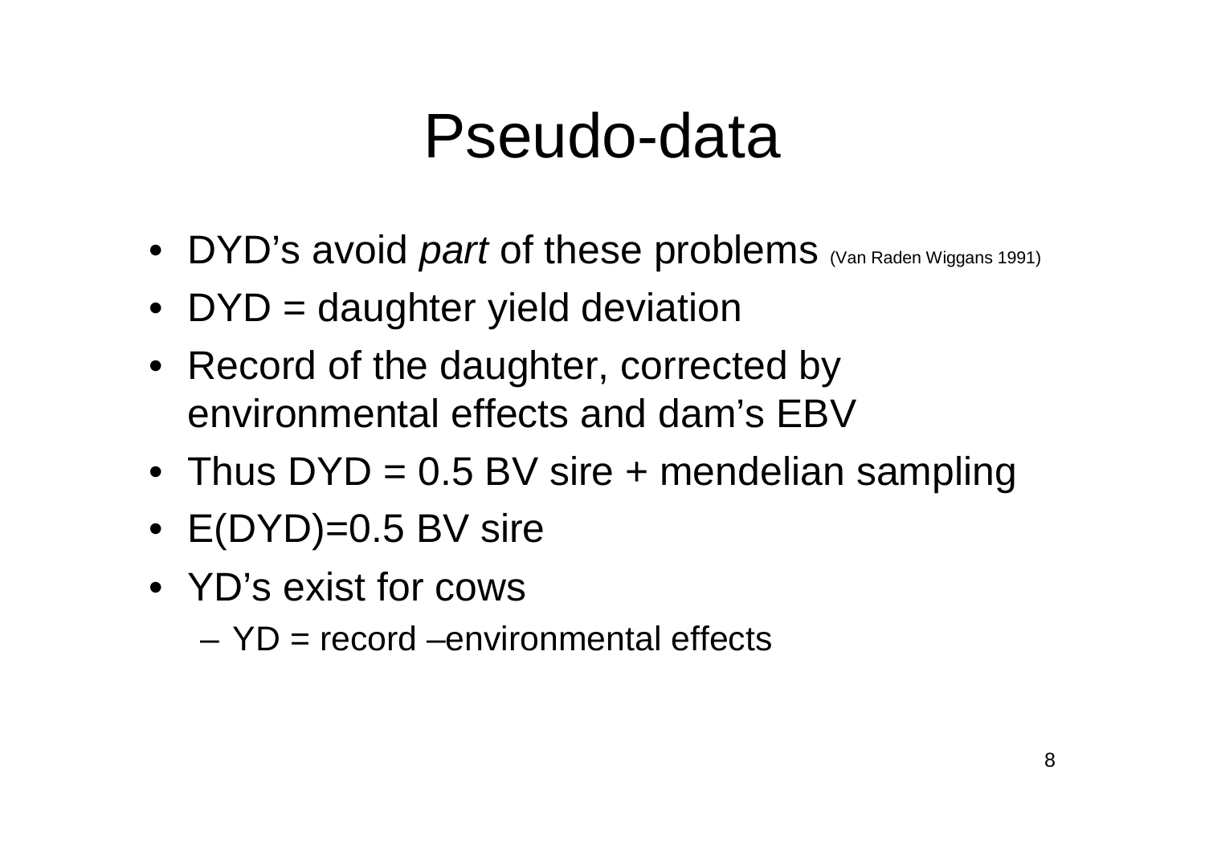# Pseudo-data

- DYD's avoid *part* of these problems (Van Raden Wiggans 1991)
- DYD = daughter yield deviation
- Record of the daughter, corrected by environmental effects and dam's EBV
- Thus DYD = 0.5 BV sire + mendelian sampling
- E(DYD)=0.5 BV sire
- YD's exist for cows
  - YD = record –environmental effects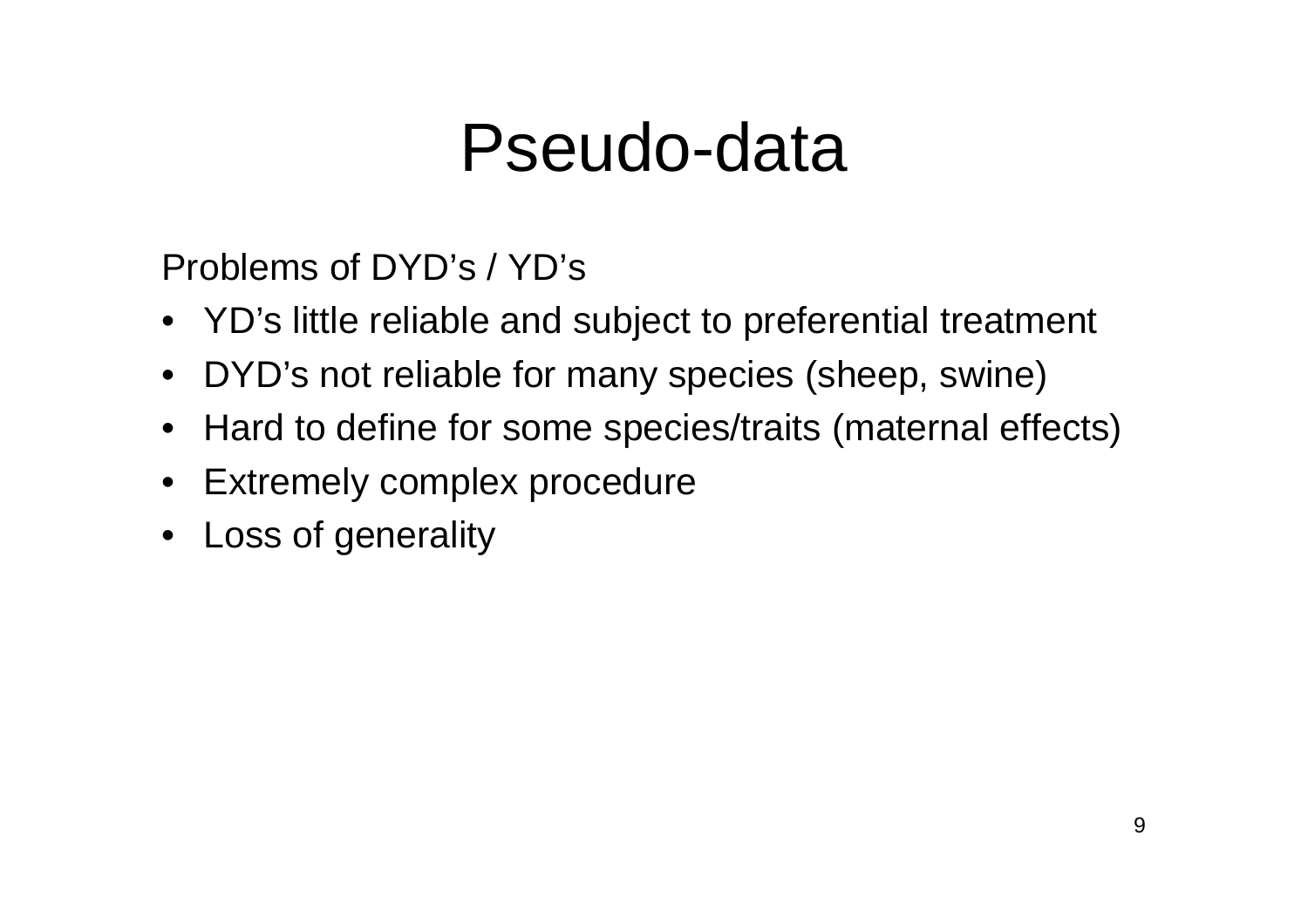# Pseudo-data

Problems of DYD's / YD's

- YD's little reliable and subject to preferential treatment
- DYD's not reliable for many species (sheep, swine)
- Hard to define for some species/traits (maternal effects)
- Extremely complex procedure
- Loss of generality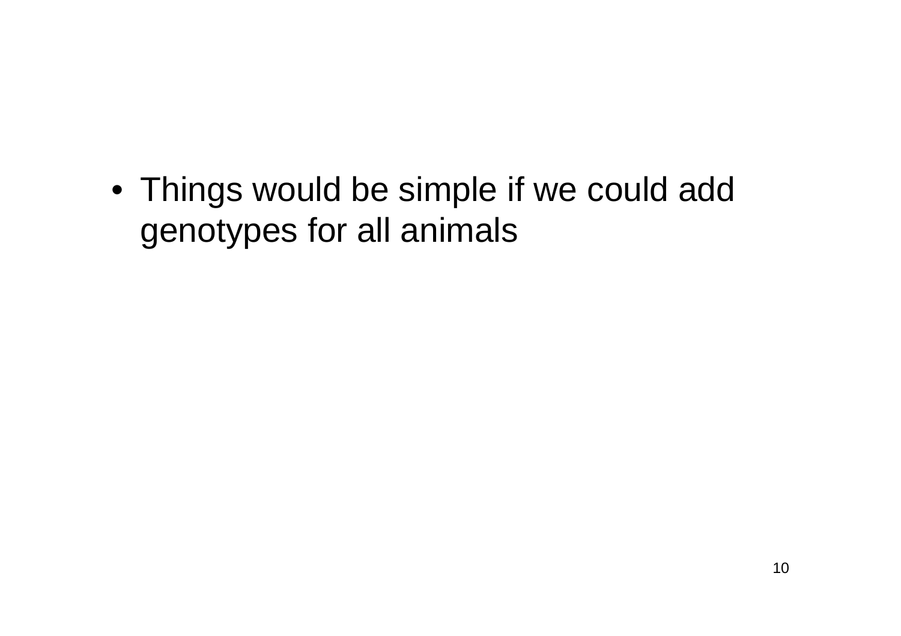- Things would be simple if we could add genotypes for all animals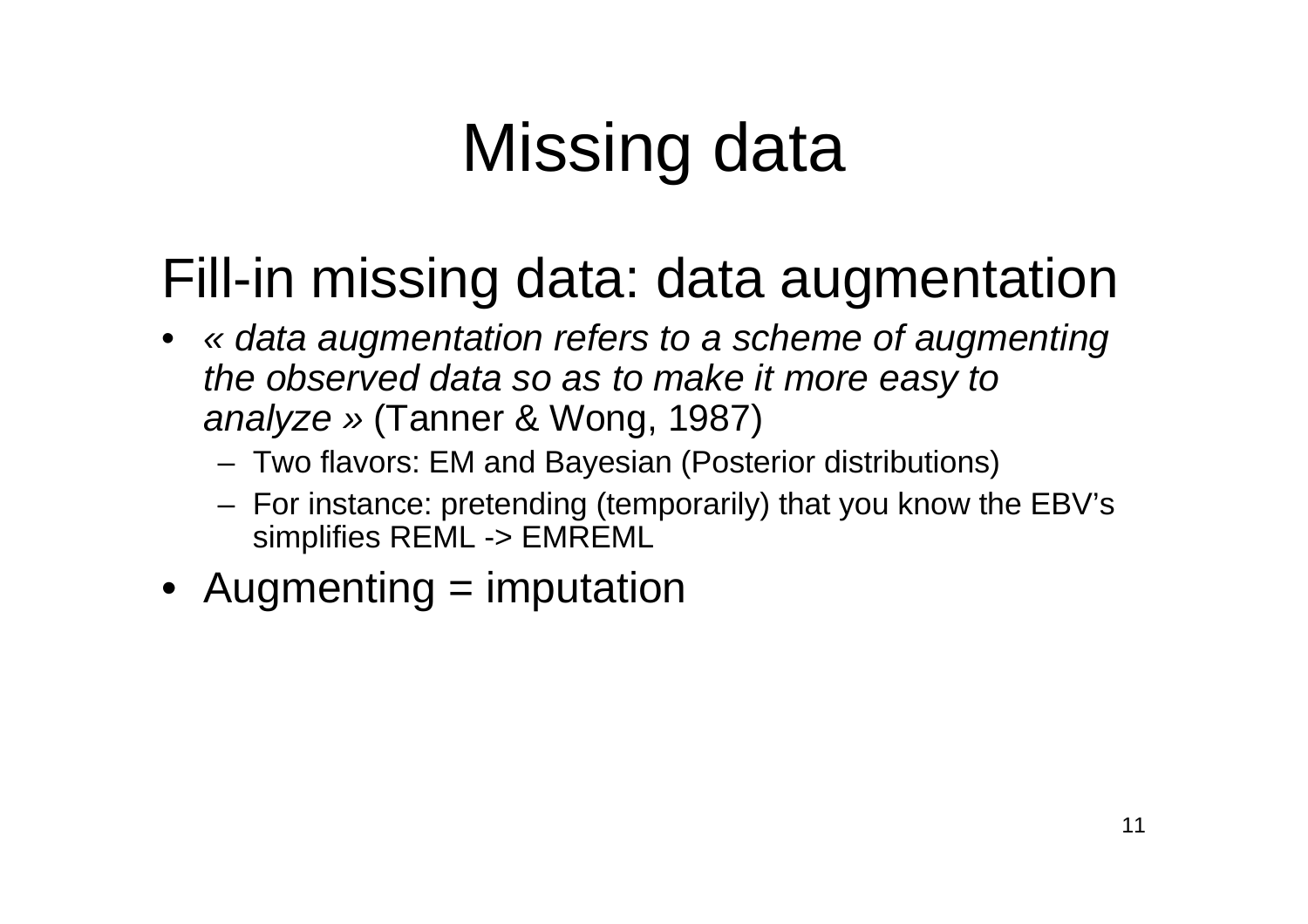# Missing data

## Fill-in missing data: data augmentation

- *« data augmentation refers to a scheme of augmenting the observed data so as to make it more easy to analyze »* (Tanner & Wong, 1987)
  - Two flavors: EM and Bayesian (Posterior distributions)
  - For instance: pretending (temporarily) that you know the EBV's simplifies REML -> EMREML
- Augmenting = imputation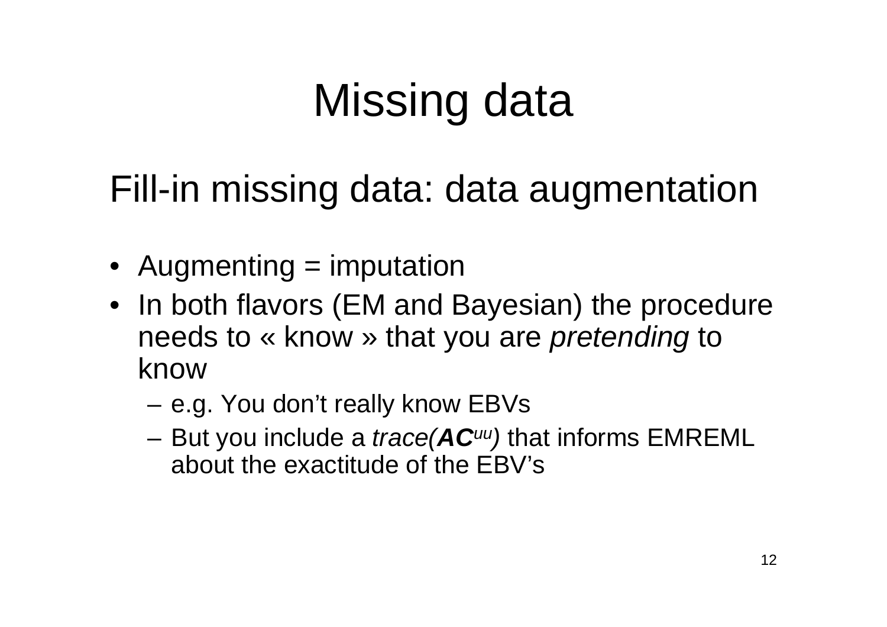# Missing data

## Fill-in missing data: data augmentation

- Augmenting = imputation
- In both flavors (EM and Bayesian) the procedure needs to « know » that you are *pretending* to know
  - e.g. You don't really know EBVs
  - But you include a *trace*($\mathbf{AC}^{uu}$) that informs EMREML about the exactitude of the EBV's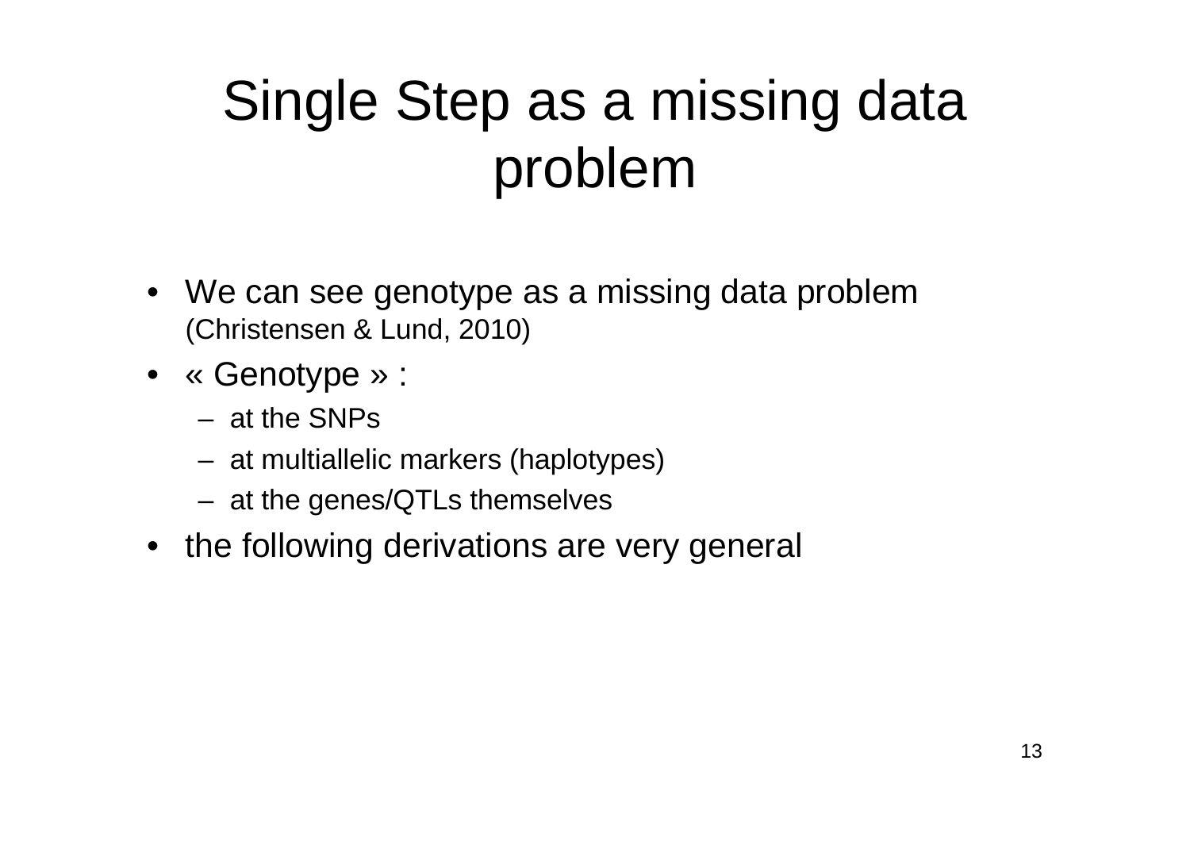# Single Step as a missing data problem

- We can see genotype as a missing data problem (Christensen & Lund, 2010)
- « Genotype » :
  - at the SNPs
  - at multiallelic markers (haplotypes)
  - at the genes/QTLs themselves
- the following derivations are very general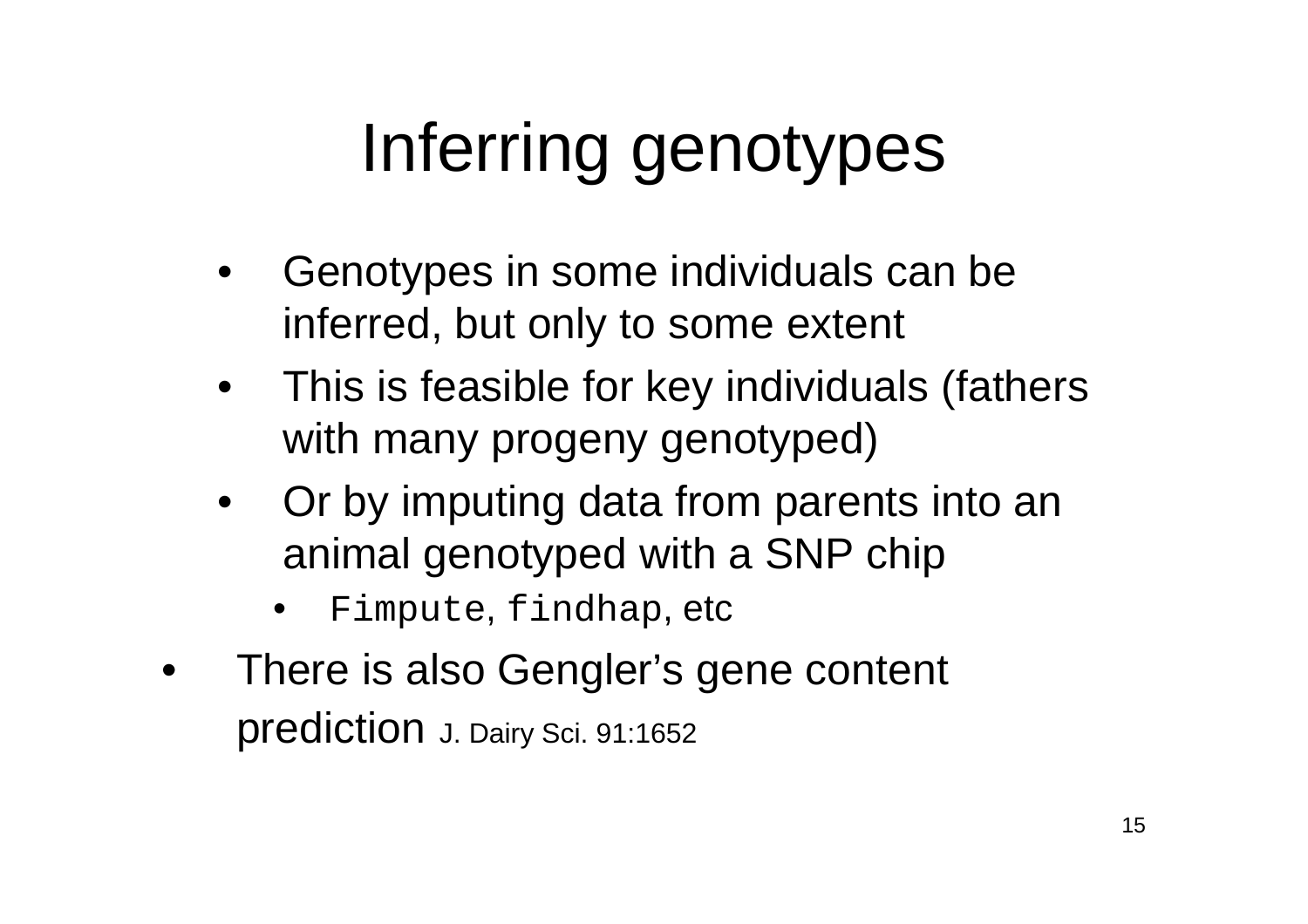# Inferring genotypes

- Genotypes in some individuals can be inferred, but only to some extent
- This is feasible for key individuals (fathers with many progeny genotyped)
- Or by imputing data from parents into an animal genotyped with a SNP chip
  - `Fimpute`, `findhap`, etc
- There is also Gengler's gene content prediction J. Dairy Sci. 91:1652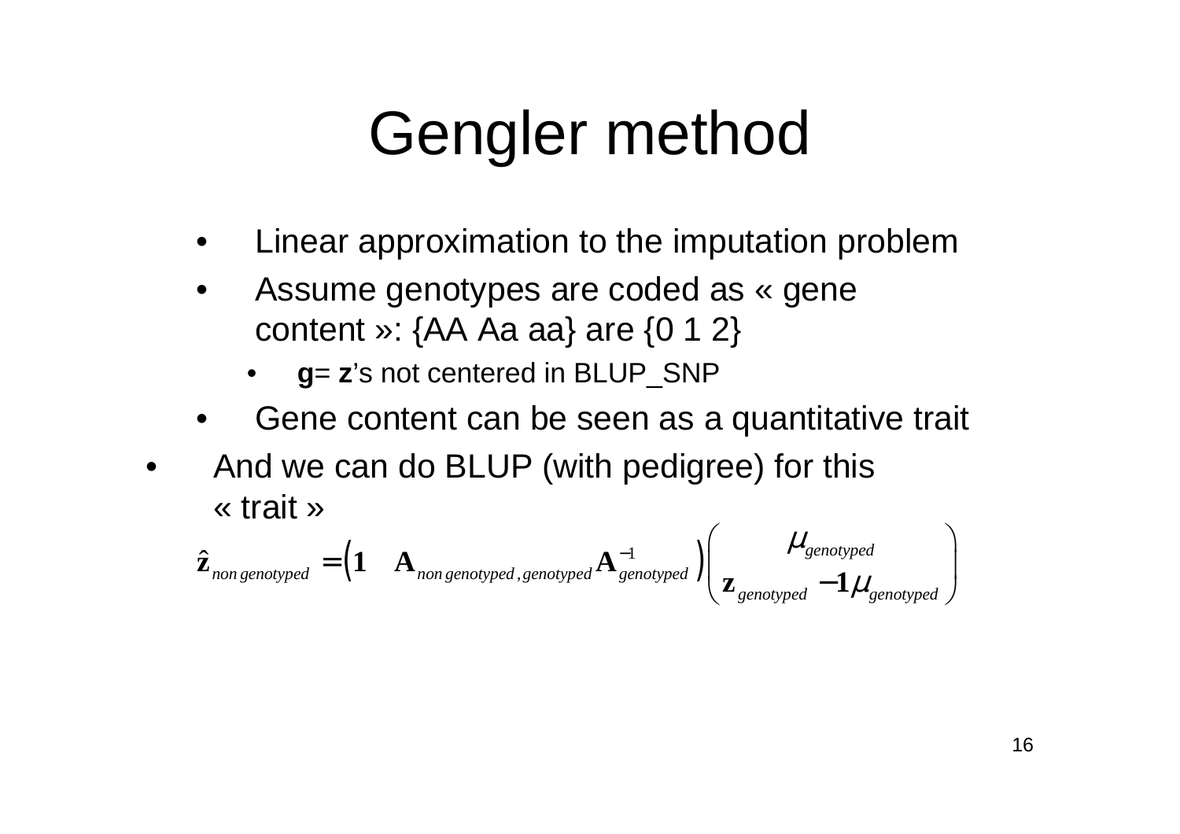# Gengler method

- Linear approximation to the imputation problem
- Assume genotypes are coded as « gene content »: {AA Aa aa} are {0 1 2}
  - **g**= **z**'s not centered in BLUP_SNP
- Gene content can be seen as a quantitative trait

- And we can do BLUP (with pedigree) for this « trait »

$$\hat{\mathbf{z}}_{non\,genotyped} = \begin{pmatrix} \mathbf{1} & \mathbf{A}_{non\,genotyped,genotyped}\mathbf{A}^{-1}_{genotyped} \end{pmatrix} \begin{pmatrix} \mu_{genotyped} \\ \mathbf{z}_{genotyped} - \mathbf{1}\mu_{genotyped} \end{pmatrix}$$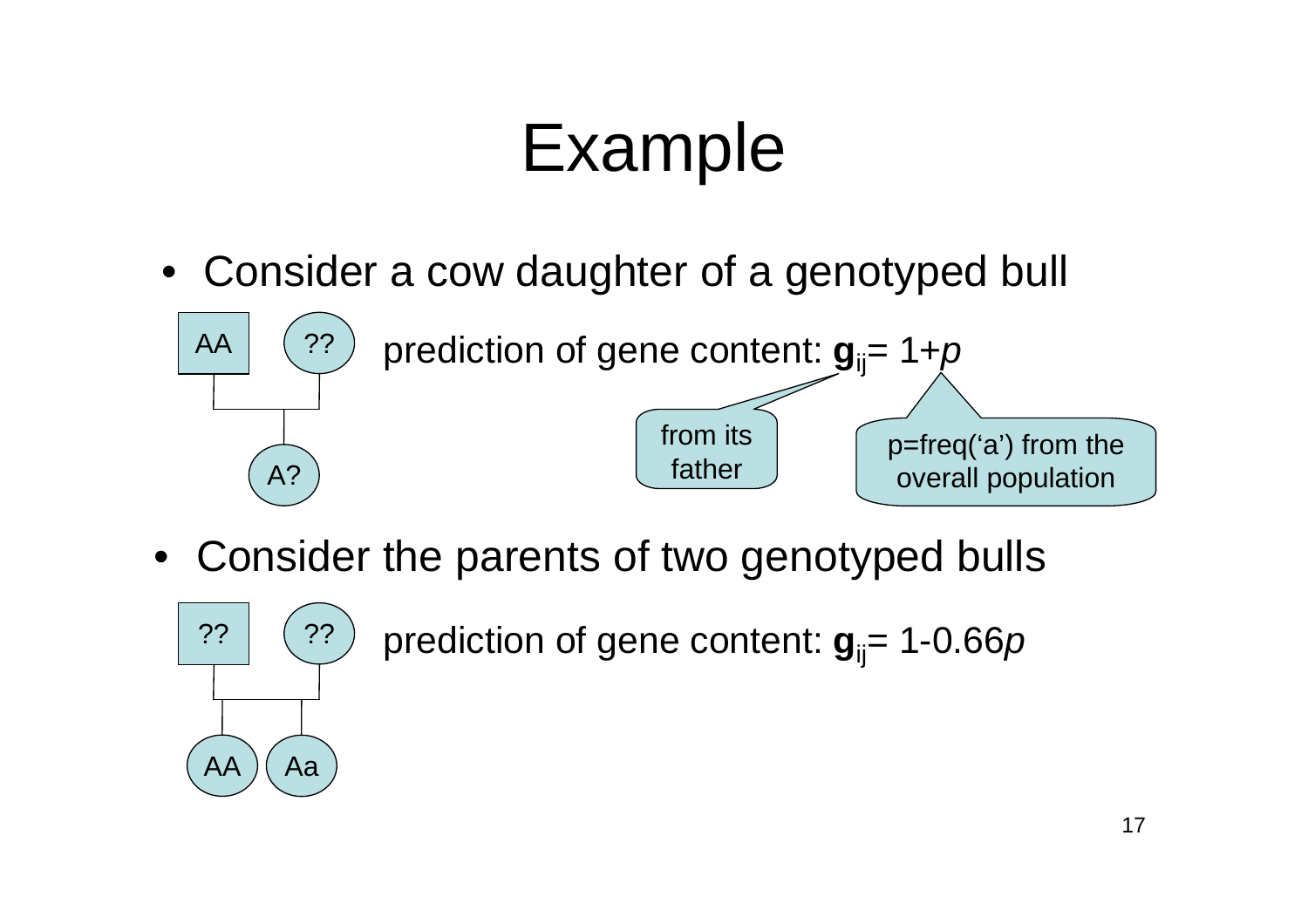# Example

- Consider a cow daughter of a genotyped bull

AA — ?? → A?

prediction of gene content: $\mathbf{g}_{ij} = 1 + p$

from its father

p=freq('a') from the overall population

- Consider the parents of two genotyped bulls

?? — ?? → AA, Aa

prediction of gene content: $\mathbf{g}_{ij} = 1 - 0.66p$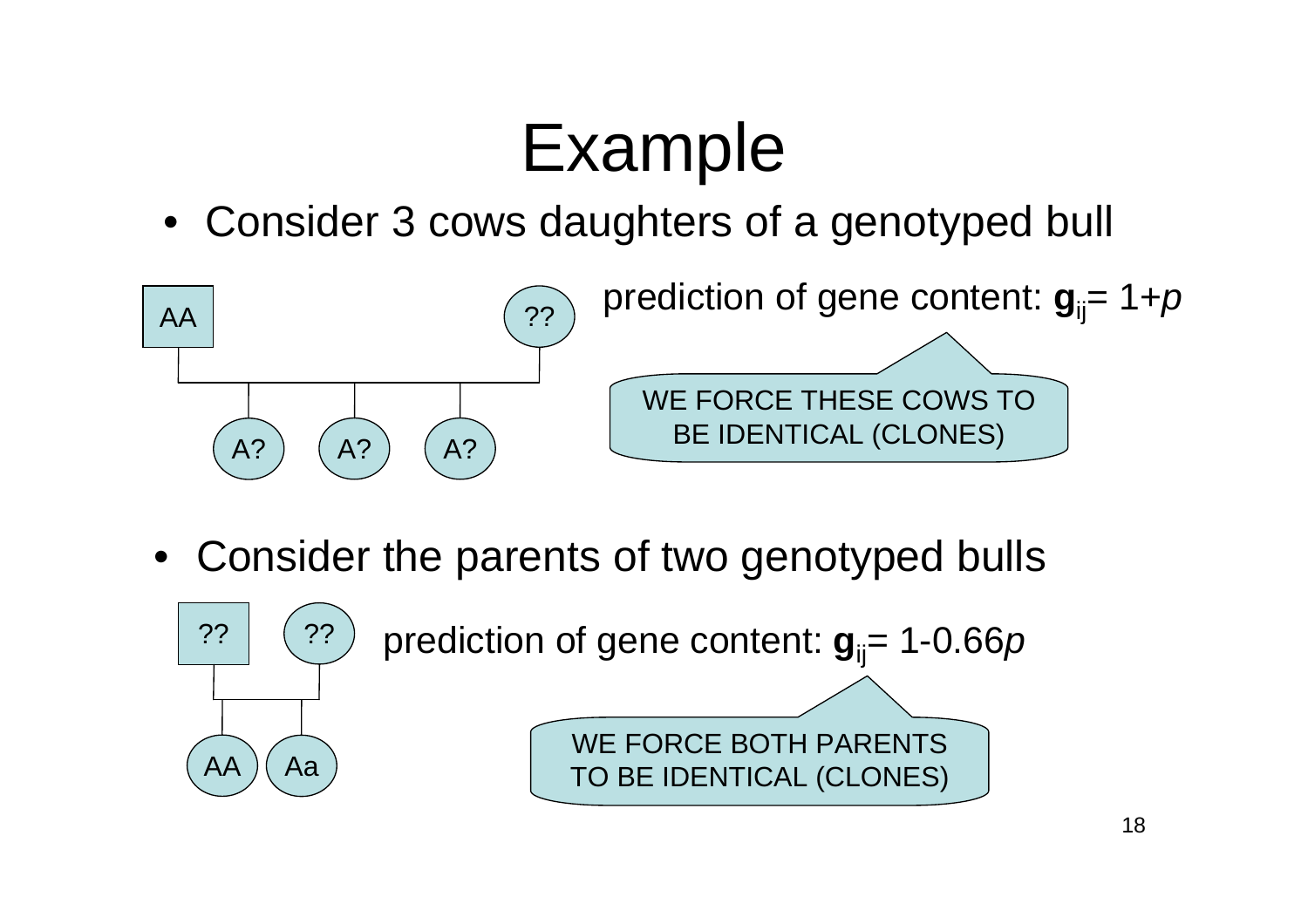# Example

- Consider 3 cows daughters of a genotyped bull

AA ?? 

A? A? A?

prediction of gene content: $\mathbf{g}_{ij} = 1+p$

WE FORCE THESE COWS TO BE IDENTICAL (CLONES)

- Consider the parents of two genotyped bulls

?? ??

AA Aa

prediction of gene content: $\mathbf{g}_{ij} = 1-0.66p$

WE FORCE BOTH PARENTS TO BE IDENTICAL (CLONES)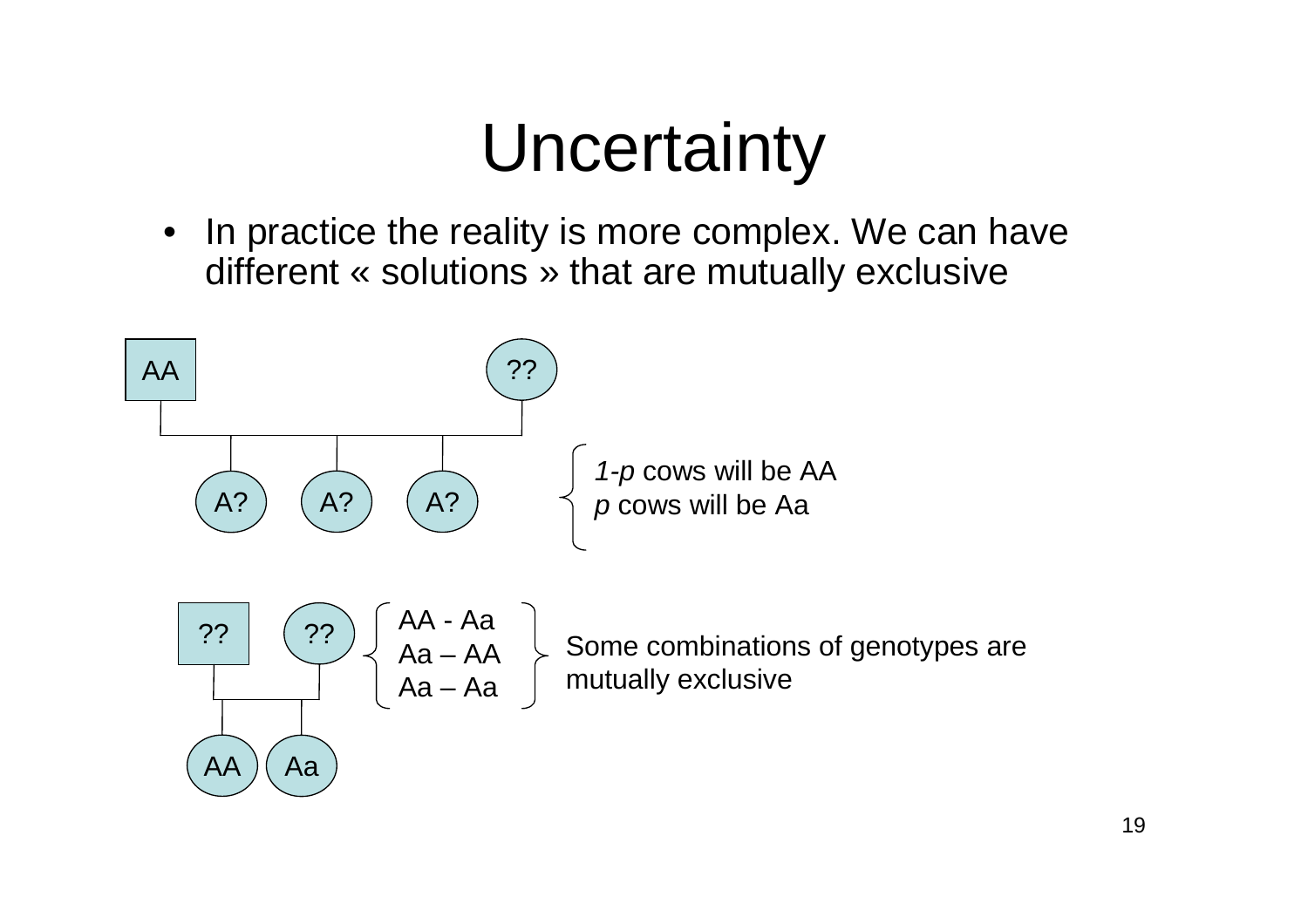# Uncertainty

- In practice the reality is more complex. We can have different « solutions » that are mutually exclusive

AA ??

A? A? A?

*1-p* cows will be AA
*p* cows will be Aa

?? ??

AA Aa

AA - Aa
Aa – AA
Aa – Aa

Some combinations of genotypes are mutually exclusive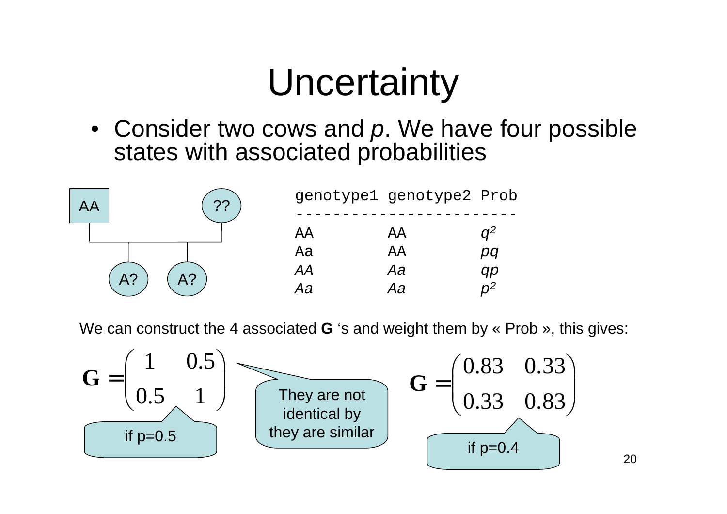# Uncertainty

- Consider two cows and *p*. We have four possible states with associated probabilities

| genotype1 | genotype2 | Prob |
|---|---|---|
| AA | AA | $q^2$ |
| Aa | AA | $pq$ |
| AA | Aa | $qp$ |
| Aa | Aa | $p^2$ |

We can construct the 4 associated **G** 's and weight them by « Prob », this gives:

$$\mathbf{G} = \begin{pmatrix} 1 & 0.5 \\ 0.5 & 1 \end{pmatrix}$$

if p=0.5

They are not identical by they are similar

$$\mathbf{G} = \begin{pmatrix} 0.83 & 0.33 \\ 0.33 & 0.83 \end{pmatrix}$$

if p=0.4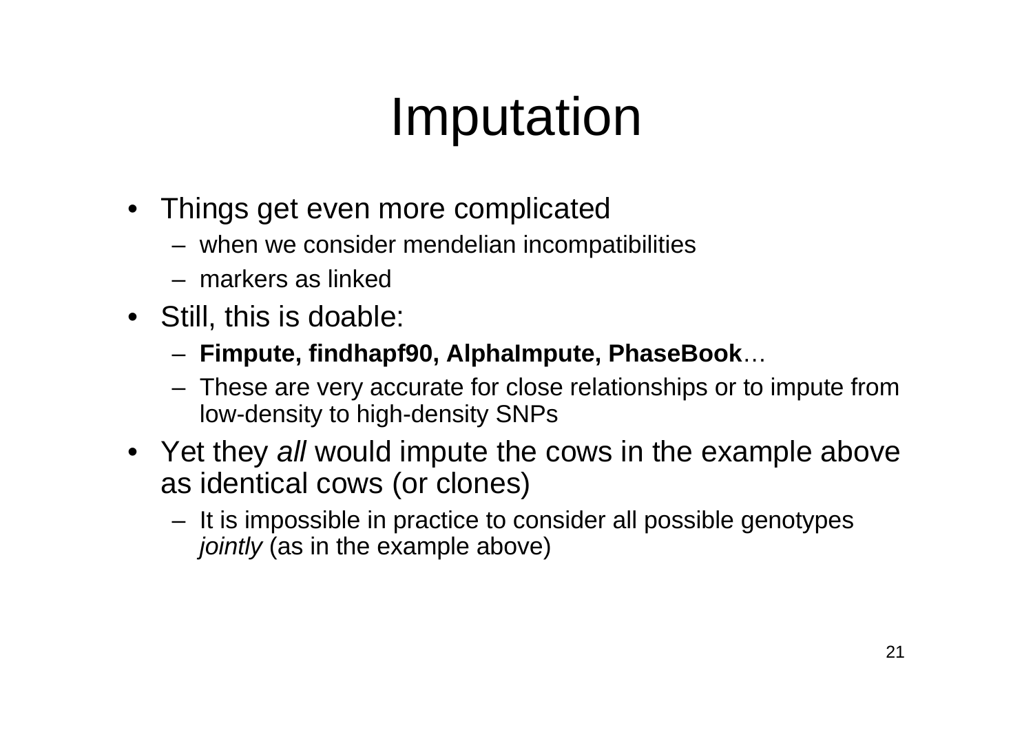# Imputation

- Things get even more complicated
  - when we consider mendelian incompatibilities
  - markers as linked
- Still, this is doable:
  - **Fimpute, findhapf90, AlphaImpute, PhaseBook**…
  - These are very accurate for close relationships or to impute from low-density to high-density SNPs
- Yet they *all* would impute the cows in the example above as identical cows (or clones)
  - It is impossible in practice to consider all possible genotypes *jointly* (as in the example above)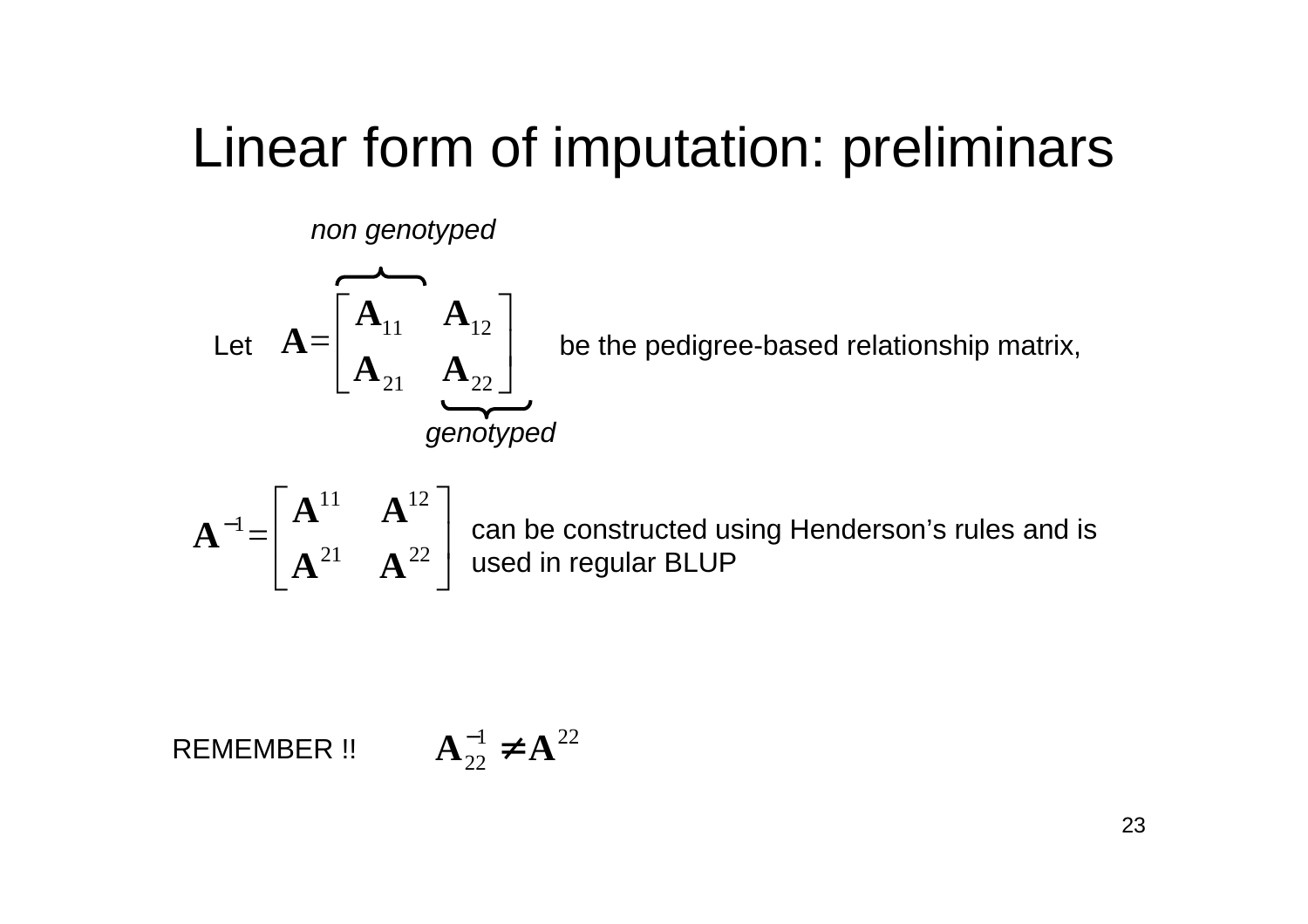# Linear form of imputation: preliminars

Let $\mathbf{A} = \begin{bmatrix} \mathbf{A}_{11} & \mathbf{A}_{12} \\ \mathbf{A}_{21} & \mathbf{A}_{22} \end{bmatrix}$ be the pedigree-based relationship matrix,

(*non genotyped*: first block; *genotyped*: second block)

$$\mathbf{A}^{-1} = \begin{bmatrix} \mathbf{A}^{11} & \mathbf{A}^{12} \\ \mathbf{A}^{21} & \mathbf{A}^{22} \end{bmatrix}$$

can be constructed using Henderson's rules and is used in regular BLUP

REMEMBER !! $\mathbf{A}_{22}^{-1} \neq \mathbf{A}^{22}$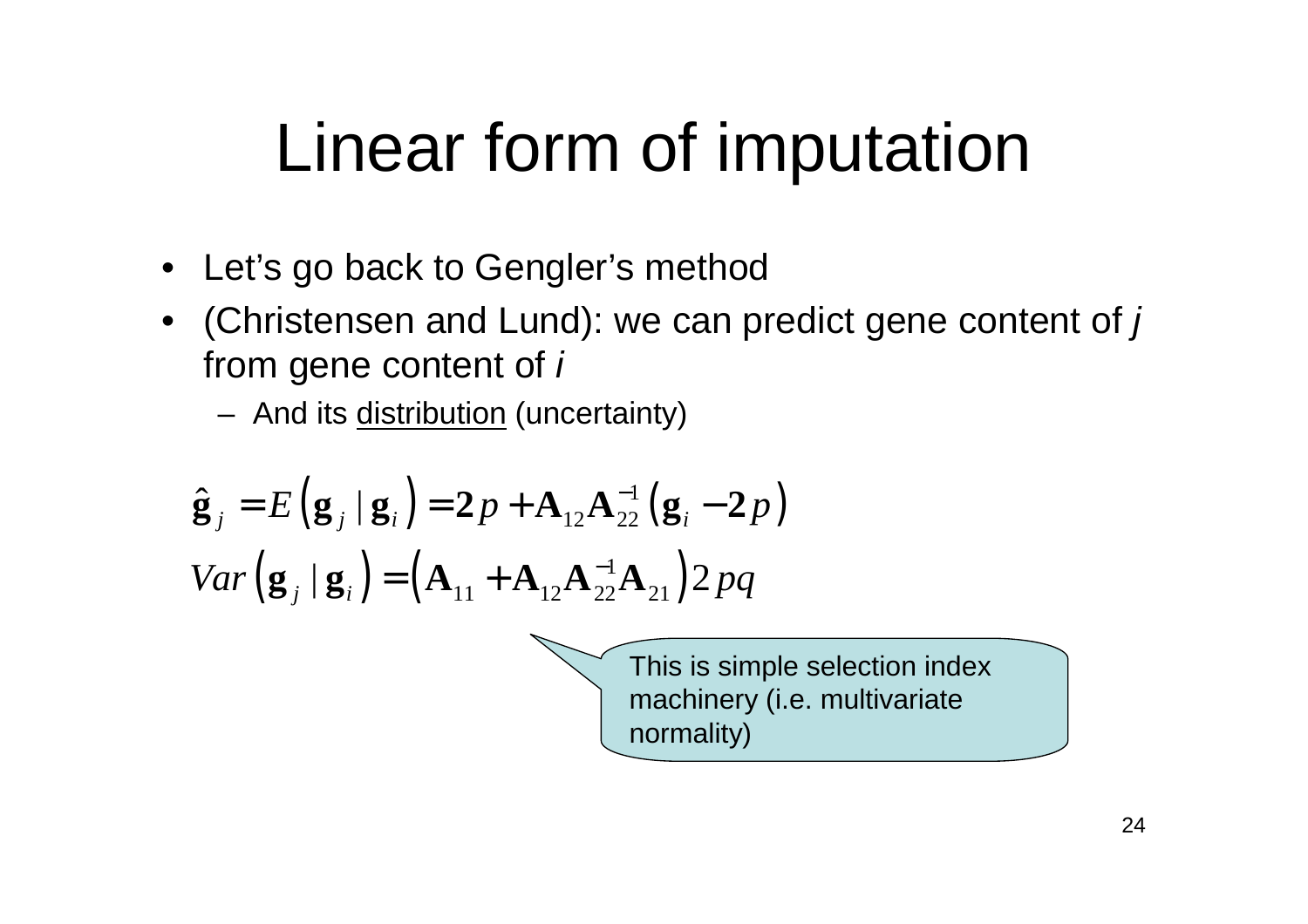# Linear form of imputation

- Let's go back to Gengler's method
- (Christensen and Lund): we can predict gene content of *j* from gene content of *i*
  - And its distribution (uncertainty)

$$\hat{\mathbf{g}}_j = E\left(\mathbf{g}_j \mid \mathbf{g}_i\right) = \mathbf{2}p + \mathbf{A}_{12}\mathbf{A}_{22}^{-1}\left(\mathbf{g}_i - \mathbf{2}p\right)$$

$$Var\left(\mathbf{g}_j \mid \mathbf{g}_i\right) = \left(\mathbf{A}_{11} + \mathbf{A}_{12}\mathbf{A}_{22}^{-1}\mathbf{A}_{21}\right)2pq$$

This is simple selection index machinery (i.e. multivariate normality)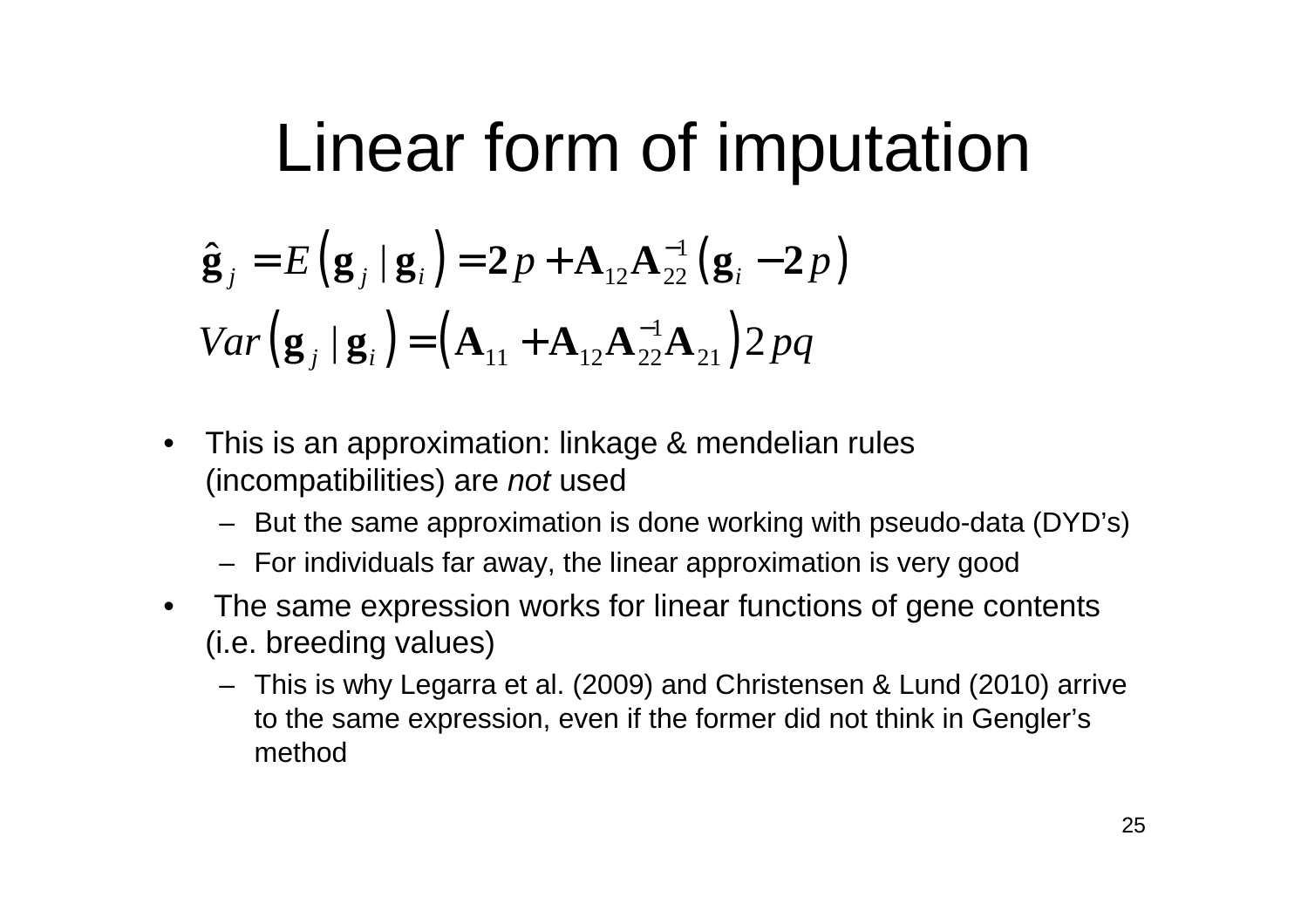# Linear form of imputation

$$\hat{\mathbf{g}}_j = E\left(\mathbf{g}_j \mid \mathbf{g}_i\right) = \mathbf{2}p + \mathbf{A}_{12}\mathbf{A}_{22}^{-1}\left(\mathbf{g}_i - \mathbf{2}p\right)$$

$$Var\left(\mathbf{g}_j \mid \mathbf{g}_i\right) = \left(\mathbf{A}_{11} + \mathbf{A}_{12}\mathbf{A}_{22}^{-1}\mathbf{A}_{21}\right)2pq$$

- This is an approximation: linkage & mendelian rules (incompatibilities) are *not* used
  - But the same approximation is done working with pseudo-data (DYD's)
  - For individuals far away, the linear approximation is very good
- The same expression works for linear functions of gene contents (i.e. breeding values)
  - This is why Legarra et al. (2009) and Christensen & Lund (2010) arrive to the same expression, even if the former did not think in Gengler's method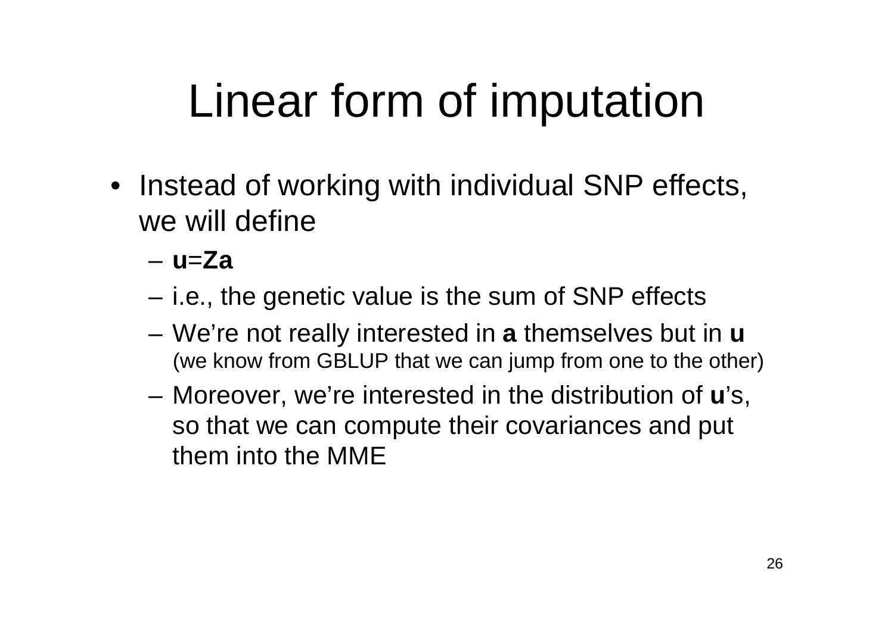# Linear form of imputation

- Instead of working with individual SNP effects, we will define
  - $\mathbf{u}=\mathbf{Za}$
  - i.e., the genetic value is the sum of SNP effects
  - We're not really interested in **a** themselves but in **u** (we know from GBLUP that we can jump from one to the other)
  - Moreover, we're interested in the distribution of **u**'s, so that we can compute their covariances and put them into the MME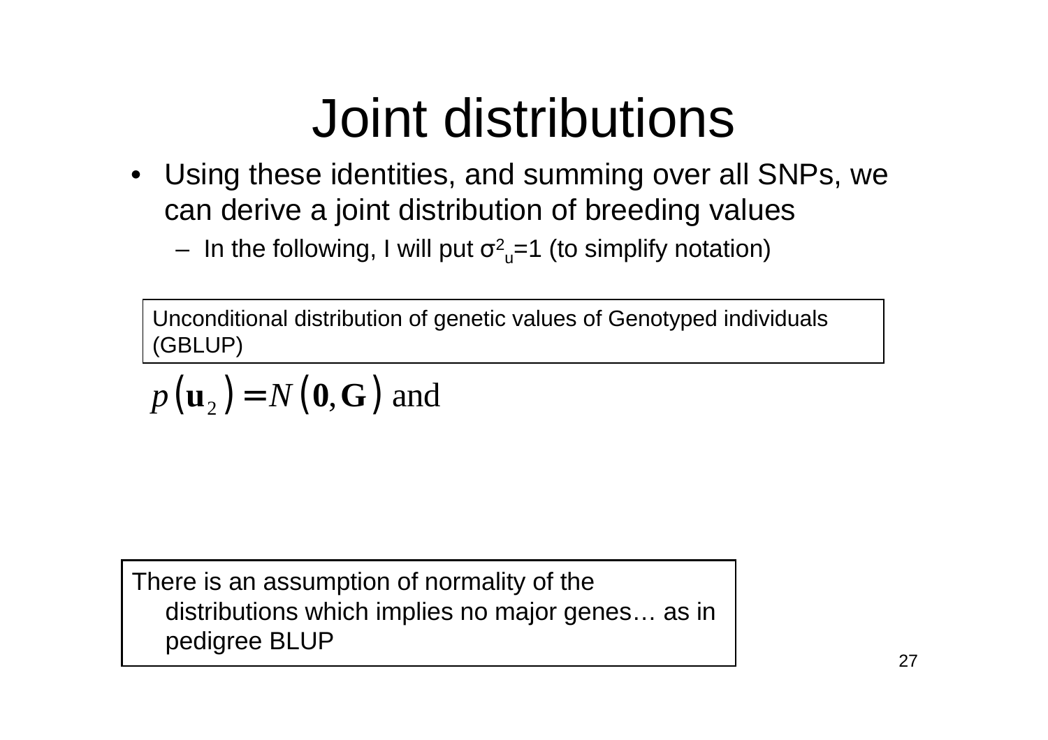# Joint distributions

- Using these identities, and summing over all SNPs, we can derive a joint distribution of breeding values
  - In the following, I will put $\sigma^2_u=1$ (to simplify notation)

Unconditional distribution of genetic values of Genotyped individuals (GBLUP)

$$p\left(\mathbf{u}_2\right) = N\left(\mathbf{0}, \mathbf{G}\right) \text{ and}$$

There is an assumption of normality of the distributions which implies no major genes… as in pedigree BLUP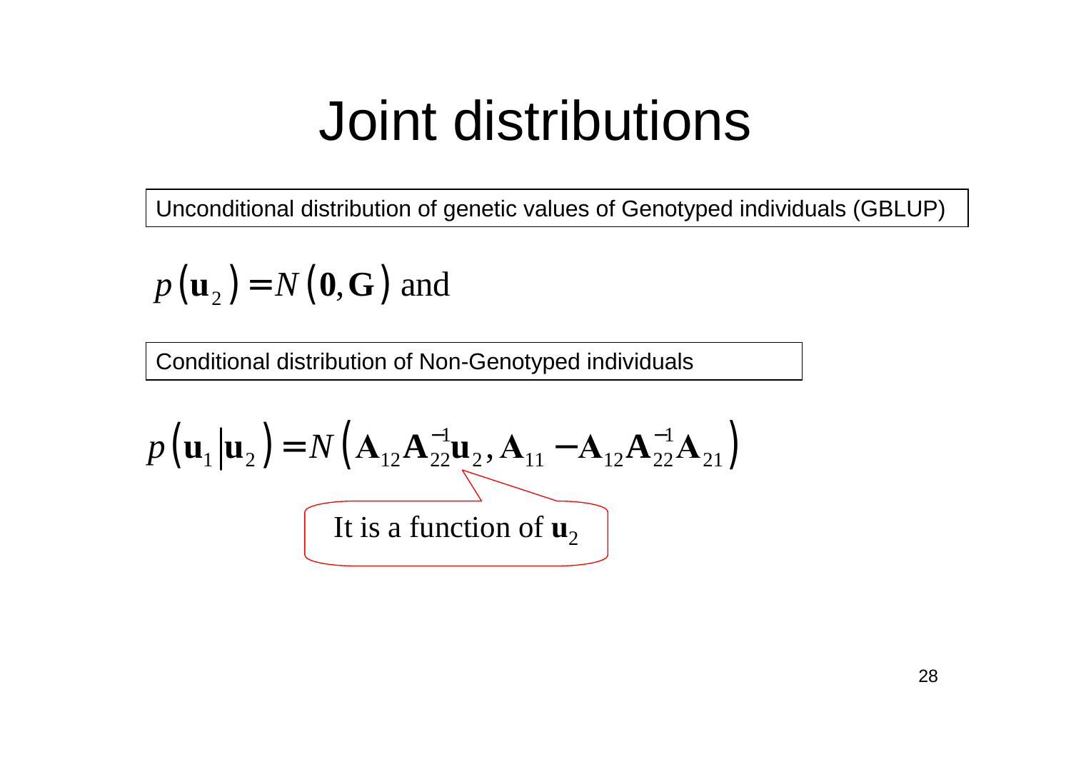# Joint distributions

Unconditional distribution of genetic values of Genotyped individuals (GBLUP)

$$p\left(\mathbf{u}_2\right) = N\left(\mathbf{0}, \mathbf{G}\right) \text{ and}$$

Conditional distribution of Non-Genotyped individuals

$$p\left(\mathbf{u}_1 \middle| \mathbf{u}_2\right) = N\left(\mathbf{A}_{12}\mathbf{A}_{22}^{-1}\mathbf{u}_2, \mathbf{A}_{11} - \mathbf{A}_{12}\mathbf{A}_{22}^{-1}\mathbf{A}_{21}\right)$$

It is a function of $\mathbf{u}_2$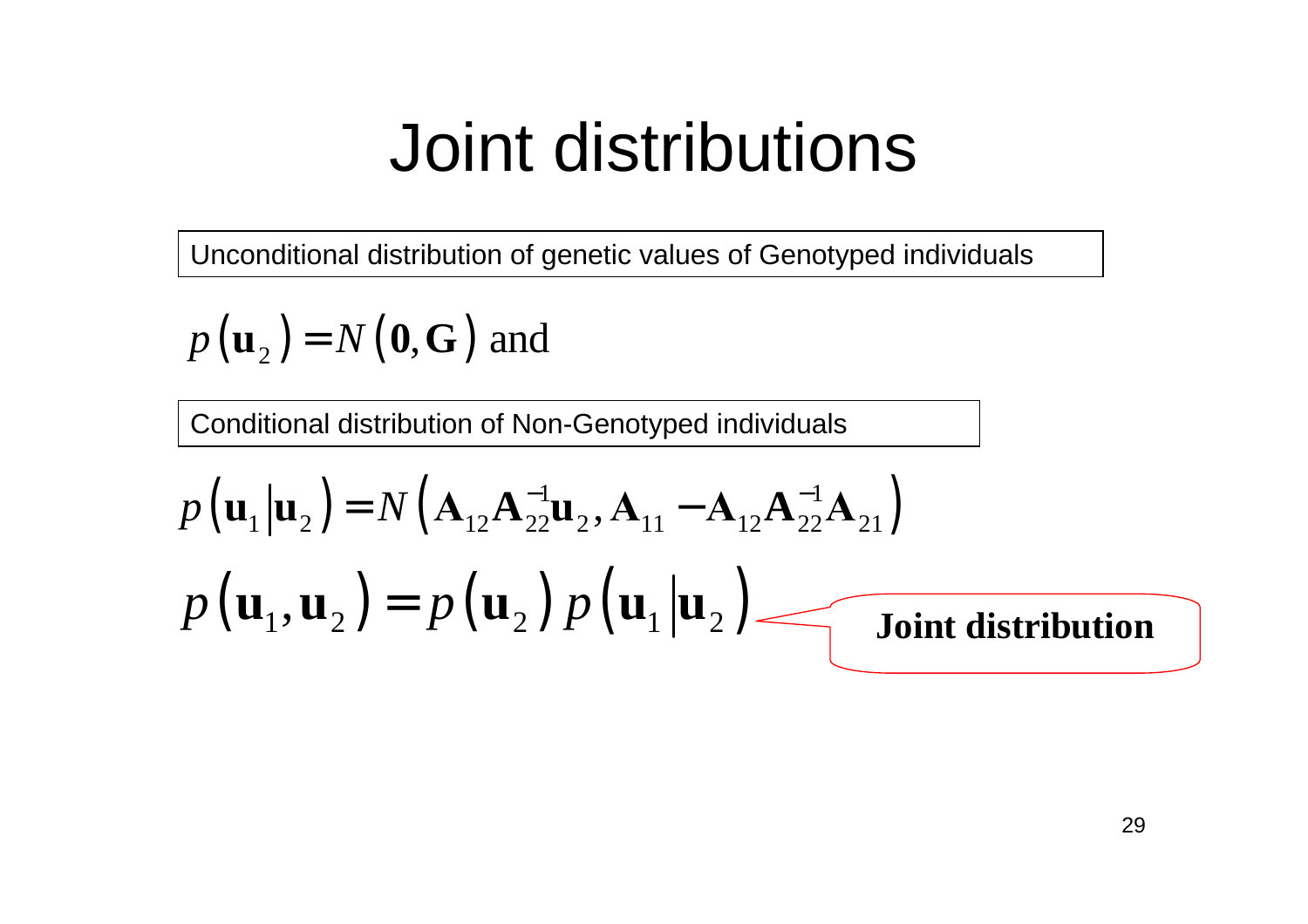# Joint distributions

Unconditional distribution of genetic values of Genotyped individuals

$$p\left(\mathbf{u}_2\right) = N\left(\mathbf{0}, \mathbf{G}\right) \text{ and}$$

Conditional distribution of Non-Genotyped individuals

$$p\left(\mathbf{u}_1 \middle| \mathbf{u}_2\right) = N\left(\mathbf{A}_{12}\mathbf{A}_{22}^{-1}\mathbf{u}_2, \mathbf{A}_{11} - \mathbf{A}_{12}\mathbf{A}_{22}^{-1}\mathbf{A}_{21}\right)$$

$$p\left(\mathbf{u}_1, \mathbf{u}_2\right) = p\left(\mathbf{u}_2\right) p\left(\mathbf{u}_1 \middle| \mathbf{u}_2\right)$$

**Joint distribution**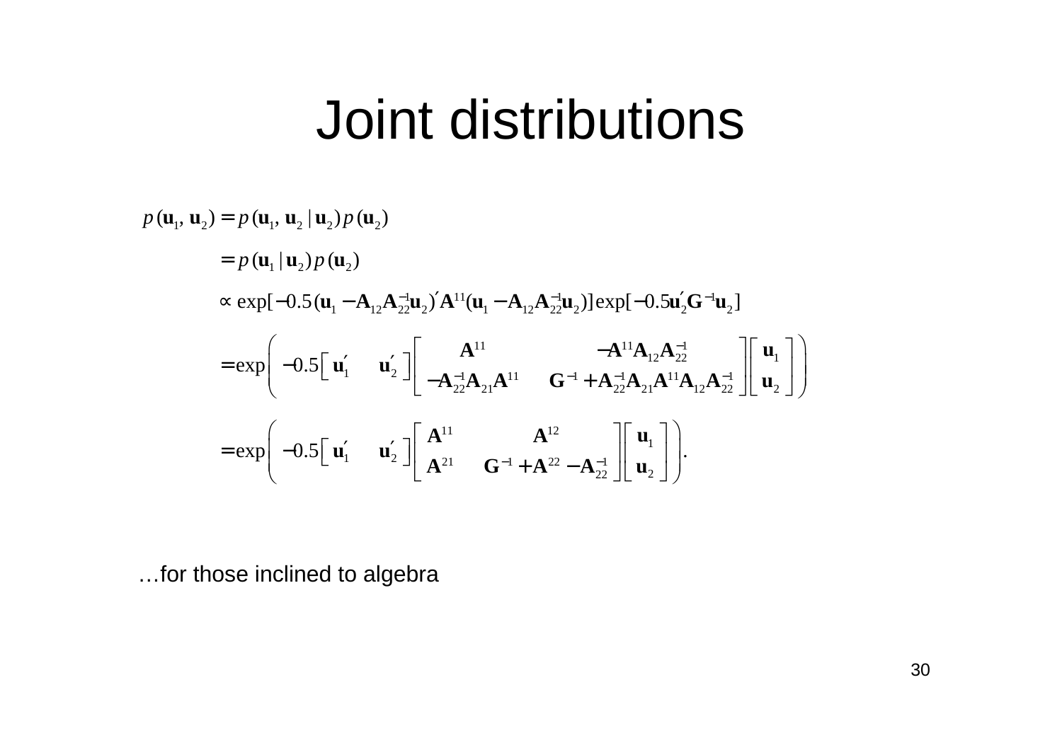# Joint distributions

$$
\begin{aligned}
p(\mathbf{u}_1, \mathbf{u}_2) &= p(\mathbf{u}_1, \mathbf{u}_2 \mid \mathbf{u}_2)\, p(\mathbf{u}_2) \\
&= p(\mathbf{u}_1 \mid \mathbf{u}_2)\, p(\mathbf{u}_2) \\
&\propto \exp[-0.5(\mathbf{u}_1 - \mathbf{A}_{12}\mathbf{A}_{22}^{-1}\mathbf{u}_2)' \mathbf{A}^{11}(\mathbf{u}_1 - \mathbf{A}_{12}\mathbf{A}_{22}^{-1}\mathbf{u}_2)] \exp[-0.5\mathbf{u}_2'\mathbf{G}^{-1}\mathbf{u}_2] \\
&= \exp\left( -0.5 \begin{bmatrix} \mathbf{u}_1' & \mathbf{u}_2' \end{bmatrix} \begin{bmatrix} \mathbf{A}^{11} & -\mathbf{A}^{11}\mathbf{A}_{12}\mathbf{A}_{22}^{-1} \\ -\mathbf{A}_{22}^{-1}\mathbf{A}_{21}\mathbf{A}^{11} & \mathbf{G}^{-1} + \mathbf{A}_{22}^{-1}\mathbf{A}_{21}\mathbf{A}^{11}\mathbf{A}_{12}\mathbf{A}_{22}^{-1} \end{bmatrix} \begin{bmatrix} \mathbf{u}_1 \\ \mathbf{u}_2 \end{bmatrix} \right) \\
&= \exp\left( -0.5 \begin{bmatrix} \mathbf{u}_1' & \mathbf{u}_2' \end{bmatrix} \begin{bmatrix} \mathbf{A}^{11} & \mathbf{A}^{12} \\ \mathbf{A}^{21} & \mathbf{G}^{-1} + \mathbf{A}^{22} - \mathbf{A}_{22}^{-1} \end{bmatrix} \begin{bmatrix} \mathbf{u}_1 \\ \mathbf{u}_2 \end{bmatrix} \right).
\end{aligned}
$$

…for those inclined to algebra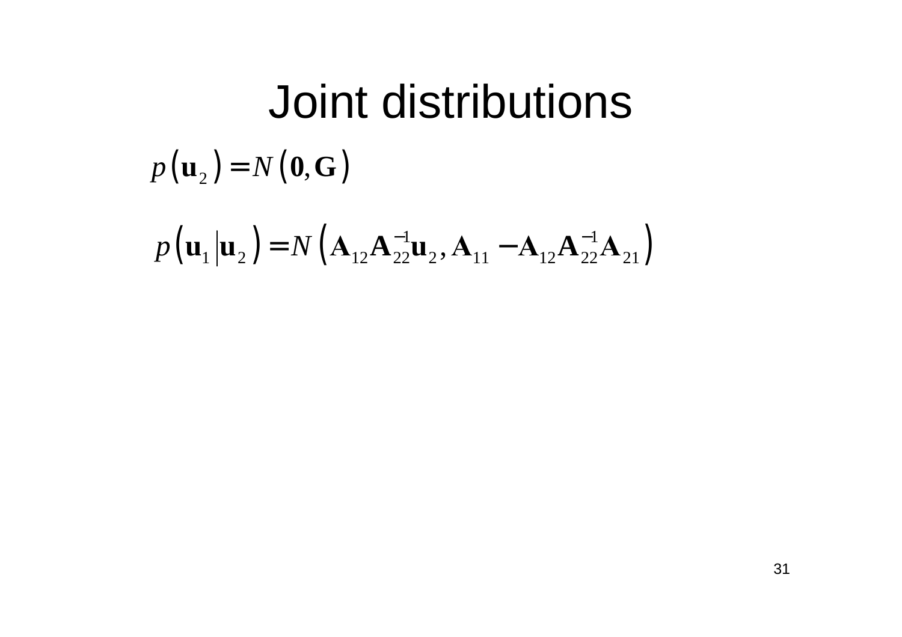# Joint distributions

$$p\left(\mathbf{u}_2\right) = N\left(\mathbf{0}, \mathbf{G}\right)$$

$$p\left(\mathbf{u}_1 \middle| \mathbf{u}_2\right) = N\left(\mathbf{A}_{12}\mathbf{A}_{22}^{-1}\mathbf{u}_2, \mathbf{A}_{11} - \mathbf{A}_{12}\mathbf{A}_{22}^{-1}\mathbf{A}_{21}\right)$$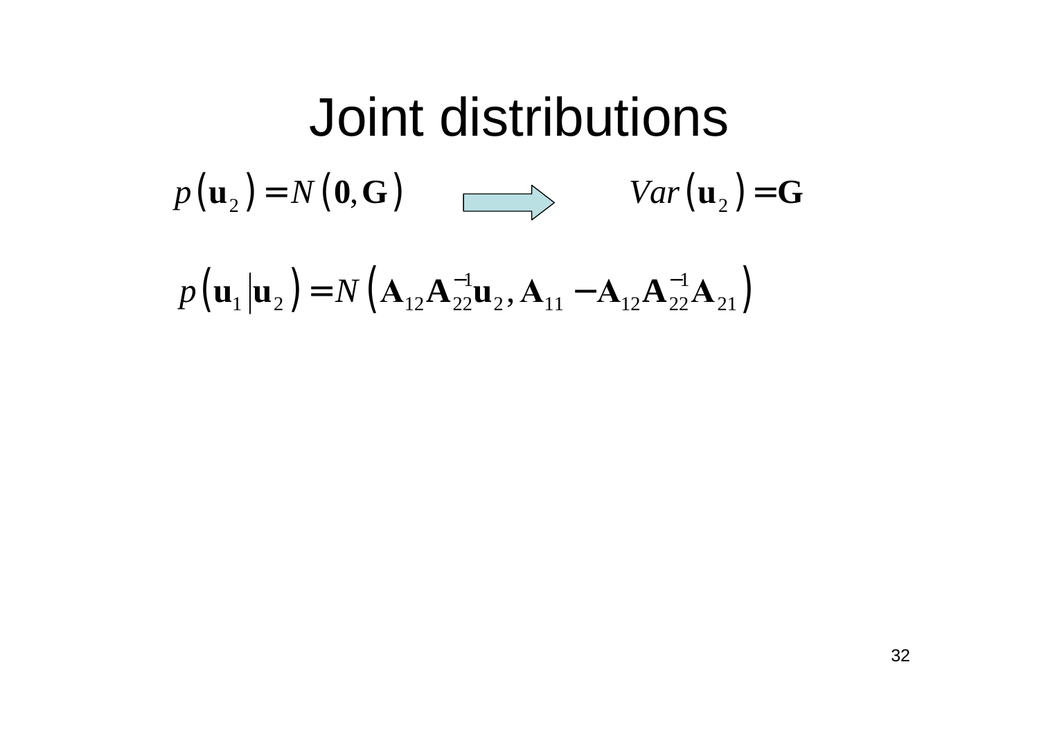# Joint distributions

$$p\left(\mathbf{u}_2\right) = N\left(\mathbf{0}, \mathbf{G}\right) \Rightarrow Var\left(\mathbf{u}_2\right) = \mathbf{G}$$

$$p\left(\mathbf{u}_1 \middle| \mathbf{u}_2\right) = N\left(\mathbf{A}_{12}\mathbf{A}_{22}^{-1}\mathbf{u}_2, \mathbf{A}_{11} - \mathbf{A}_{12}\mathbf{A}_{22}^{-1}\mathbf{A}_{21}\right)$$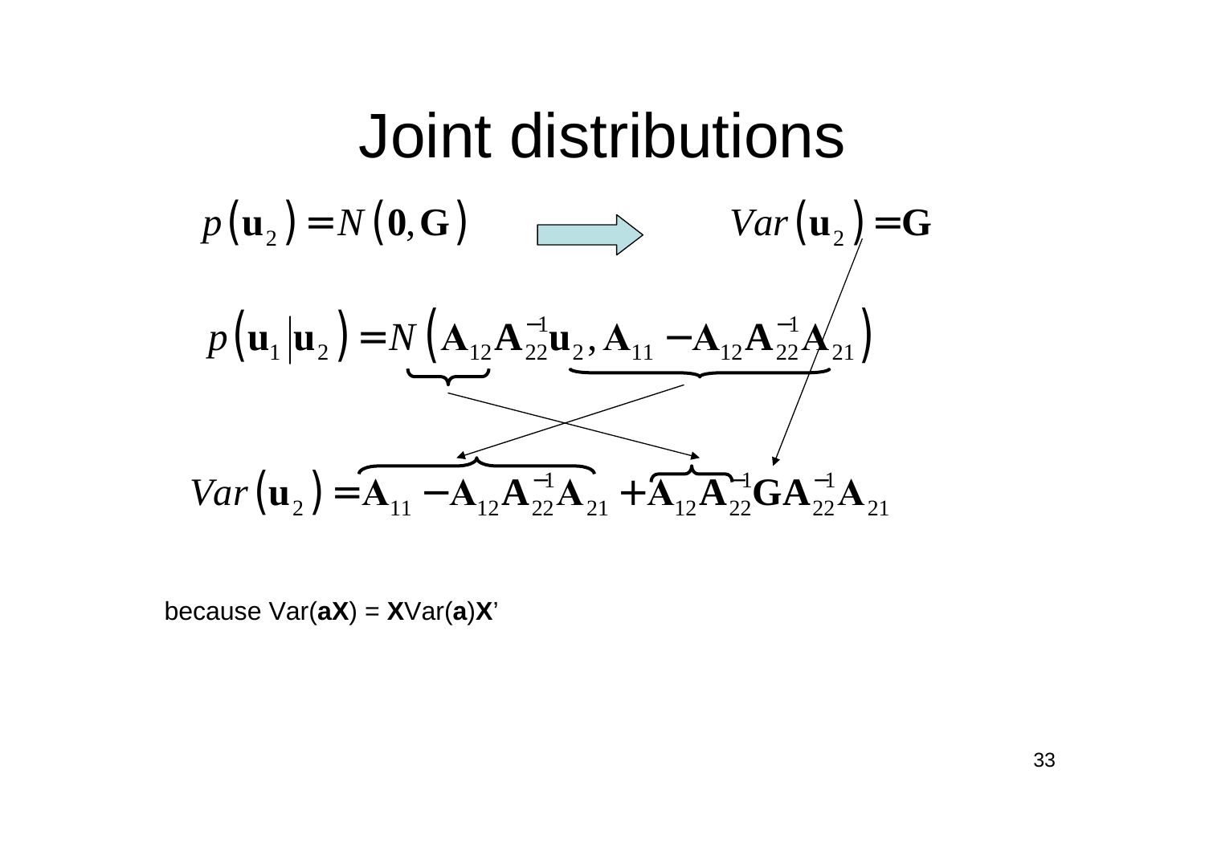# Joint distributions

$$p\left(\mathbf{u}_2\right) = N\left(\mathbf{0}, \mathbf{G}\right) \quad \Rightarrow \quad Var\left(\mathbf{u}_2\right) = \mathbf{G}$$

$$p\left(\mathbf{u}_1 \middle| \mathbf{u}_2\right) = N\left(\underbrace{\mathbf{A}_{12}\mathbf{A}_{22}^{-1}}\mathbf{u}_2, \underbrace{\mathbf{A}_{11} - \mathbf{A}_{12}\mathbf{A}_{22}^{-1}\mathbf{A}_{21}}\right)$$

$$Var\left(\mathbf{u}_2\right) = \overbrace{\mathbf{A}_{11} - \mathbf{A}_{12}\mathbf{A}_{22}^{-1}\mathbf{A}_{21}} + \overbrace{\mathbf{A}_{12}\mathbf{A}_{22}^{-1}}\mathbf{G}\mathbf{A}_{22}^{-1}\mathbf{A}_{21}$$

because Var(**aX**) = **X**Var(**a**)**X**’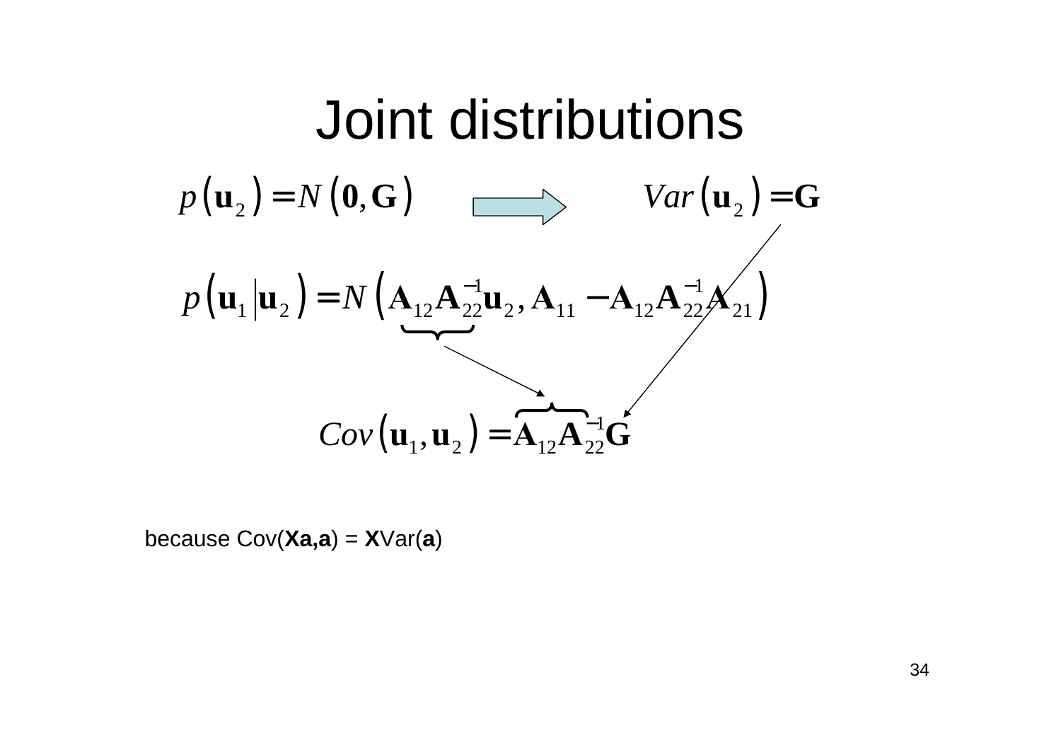# Joint distributions

$$p\left(\mathbf{u}_2\right) = N\left(\mathbf{0}, \mathbf{G}\right) \quad \Rightarrow \quad Var\left(\mathbf{u}_2\right) = \mathbf{G}$$

$$p\left(\mathbf{u}_1 \middle| \mathbf{u}_2\right) = N\left(\mathbf{A}_{12}\mathbf{A}_{22}^{-1}\mathbf{u}_2, \mathbf{A}_{11} - \mathbf{A}_{12}\mathbf{A}_{22}^{-1}\mathbf{A}_{21}\right)$$

$$Cov\left(\mathbf{u}_1, \mathbf{u}_2\right) = \mathbf{A}_{12}\mathbf{A}_{22}^{-1}\mathbf{G}$$

because Cov(**Xa**,**a**) = **X**Var(**a**)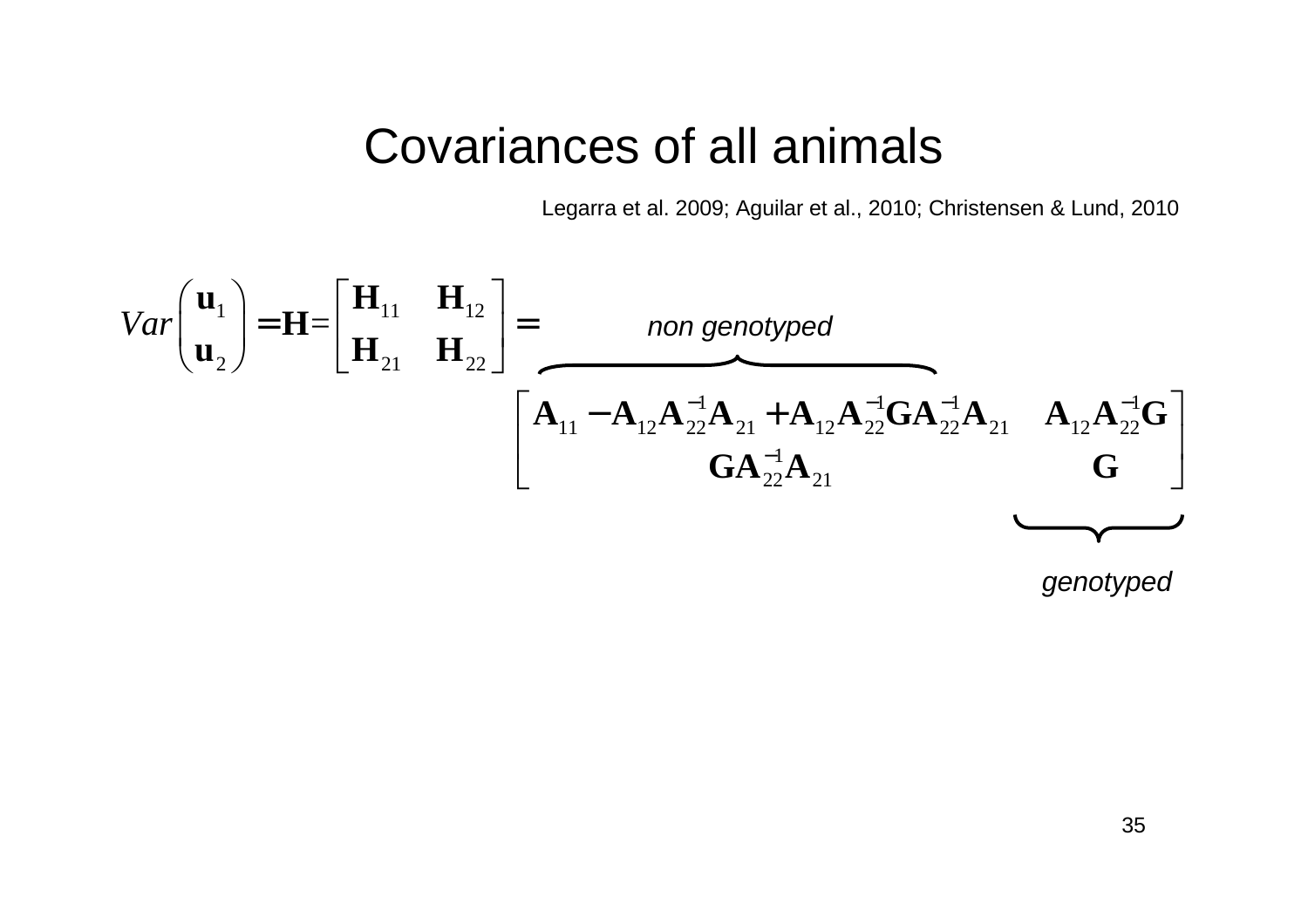# Covariances of all animals

Legarra et al. 2009; Aguilar et al., 2010; Christensen & Lund, 2010

$$
Var\begin{pmatrix}\mathbf{u}_1\\ \mathbf{u}_2\end{pmatrix}=\mathbf{H}=\begin{bmatrix}\mathbf{H}_{11} & \mathbf{H}_{12}\\ \mathbf{H}_{21} & \mathbf{H}_{22}\end{bmatrix}=
$$

*non genotyped*

$$
\begin{bmatrix}\mathbf{A}_{11}-\mathbf{A}_{12}\mathbf{A}_{22}^{-1}\mathbf{A}_{21}+\mathbf{A}_{12}\mathbf{A}_{22}^{-1}\mathbf{G}\mathbf{A}_{22}^{-1}\mathbf{A}_{21} & \mathbf{A}_{12}\mathbf{A}_{22}^{-1}\mathbf{G}\\ \mathbf{G}\mathbf{A}_{22}^{-1}\mathbf{A}_{21} & \mathbf{G}\end{bmatrix}
$$

*genotyped*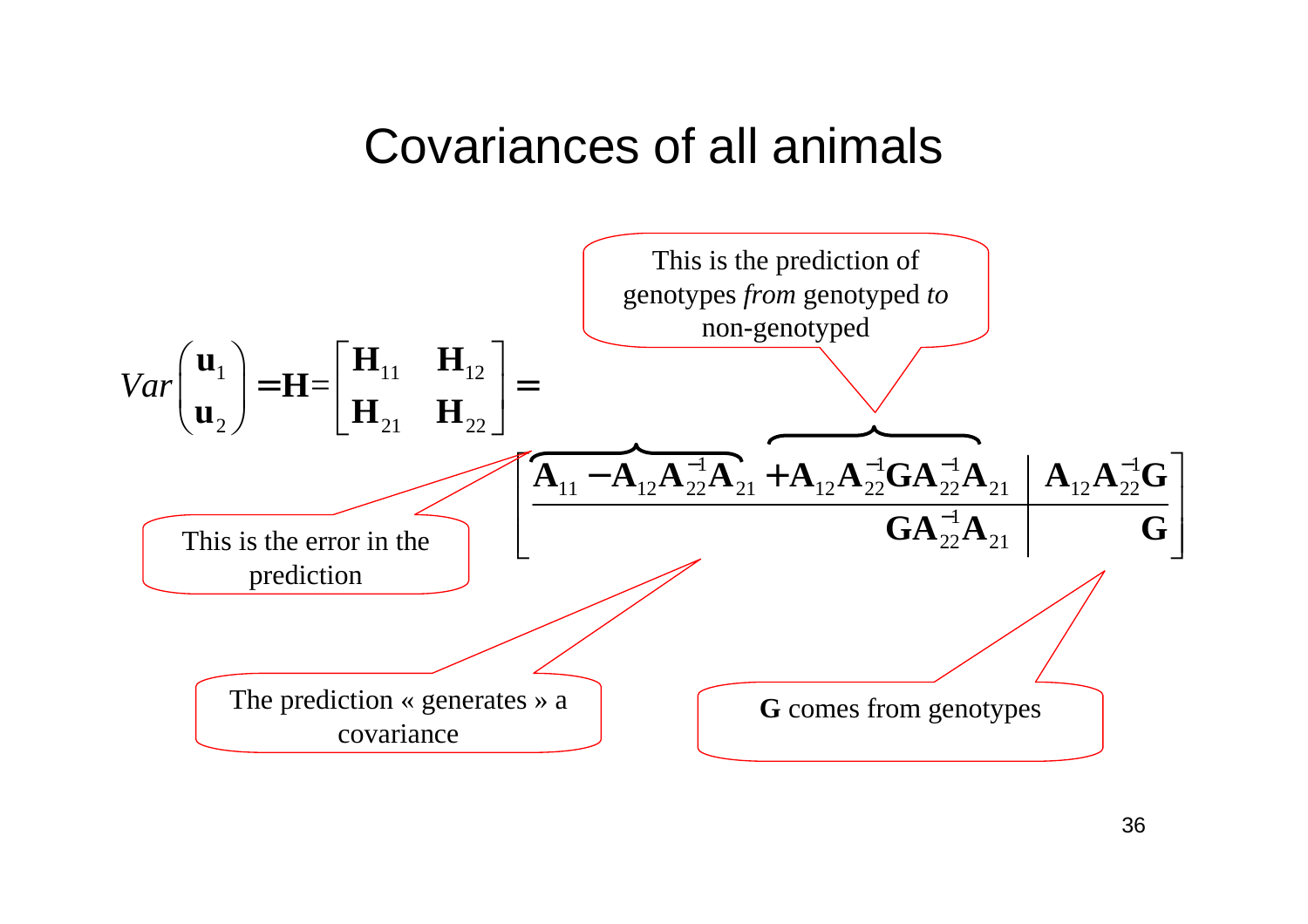# Covariances of all animals

$$Var\begin{pmatrix}\mathbf{u}_1\\ \mathbf{u}_2\end{pmatrix} = \mathbf{H} = \begin{bmatrix}\mathbf{H}_{11} & \mathbf{H}_{12}\\ \mathbf{H}_{21} & \mathbf{H}_{22}\end{bmatrix} = \left[\begin{array}{c|c} \overbrace{\mathbf{A}_{11} - \mathbf{A}_{12}\mathbf{A}_{22}^{-1}\mathbf{A}_{21}} \; \overbrace{+\mathbf{A}_{12}\mathbf{A}_{22}^{-1}\mathbf{G}\mathbf{A}_{22}^{-1}\mathbf{A}_{21}} & \mathbf{A}_{12}\mathbf{A}_{22}^{-1}\mathbf{G} \\ \hline \mathbf{G}\mathbf{A}_{22}^{-1}\mathbf{A}_{21} & \mathbf{G} \end{array}\right]$$

This is the prediction of genotypes *from* genotyped *to* non-genotyped

This is the error in the prediction

The prediction « generates » a covariance

**G** comes from genotypes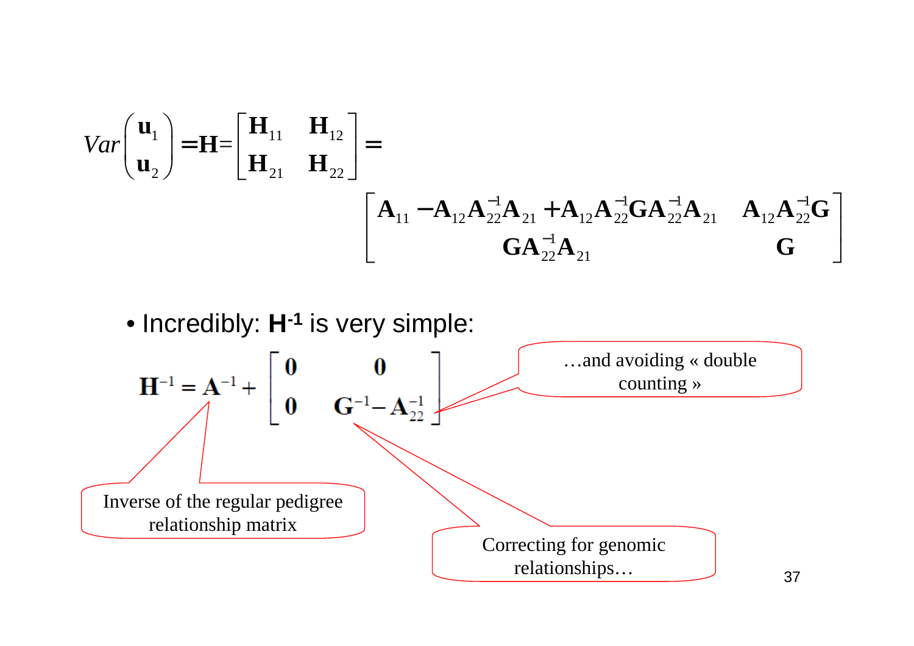$$Var\begin{pmatrix}\mathbf{u}_1\\ \mathbf{u}_2\end{pmatrix} = \mathbf{H} = \begin{bmatrix}\mathbf{H}_{11} & \mathbf{H}_{12}\\ \mathbf{H}_{21} & \mathbf{H}_{22}\end{bmatrix} =$$

$$\begin{bmatrix}\mathbf{A}_{11} - \mathbf{A}_{12}\mathbf{A}_{22}^{-1}\mathbf{A}_{21} + \mathbf{A}_{12}\mathbf{A}_{22}^{-1}\mathbf{G}\mathbf{A}_{22}^{-1}\mathbf{A}_{21} & \mathbf{A}_{12}\mathbf{A}_{22}^{-1}\mathbf{G}\\ \mathbf{G}\mathbf{A}_{22}^{-1}\mathbf{A}_{21} & \mathbf{G}\end{bmatrix}$$

- Incredibly: $\mathbf{H}^{-1}$ is very simple:

$$\mathbf{H}^{-1} = \mathbf{A}^{-1} + \begin{bmatrix}\mathbf{0} & \mathbf{0}\\ \mathbf{0} & \mathbf{G}^{-1} - \mathbf{A}_{22}^{-1}\end{bmatrix}$$

…and avoiding « double counting »

Inverse of the regular pedigree relationship matrix

Correcting for genomic relationships…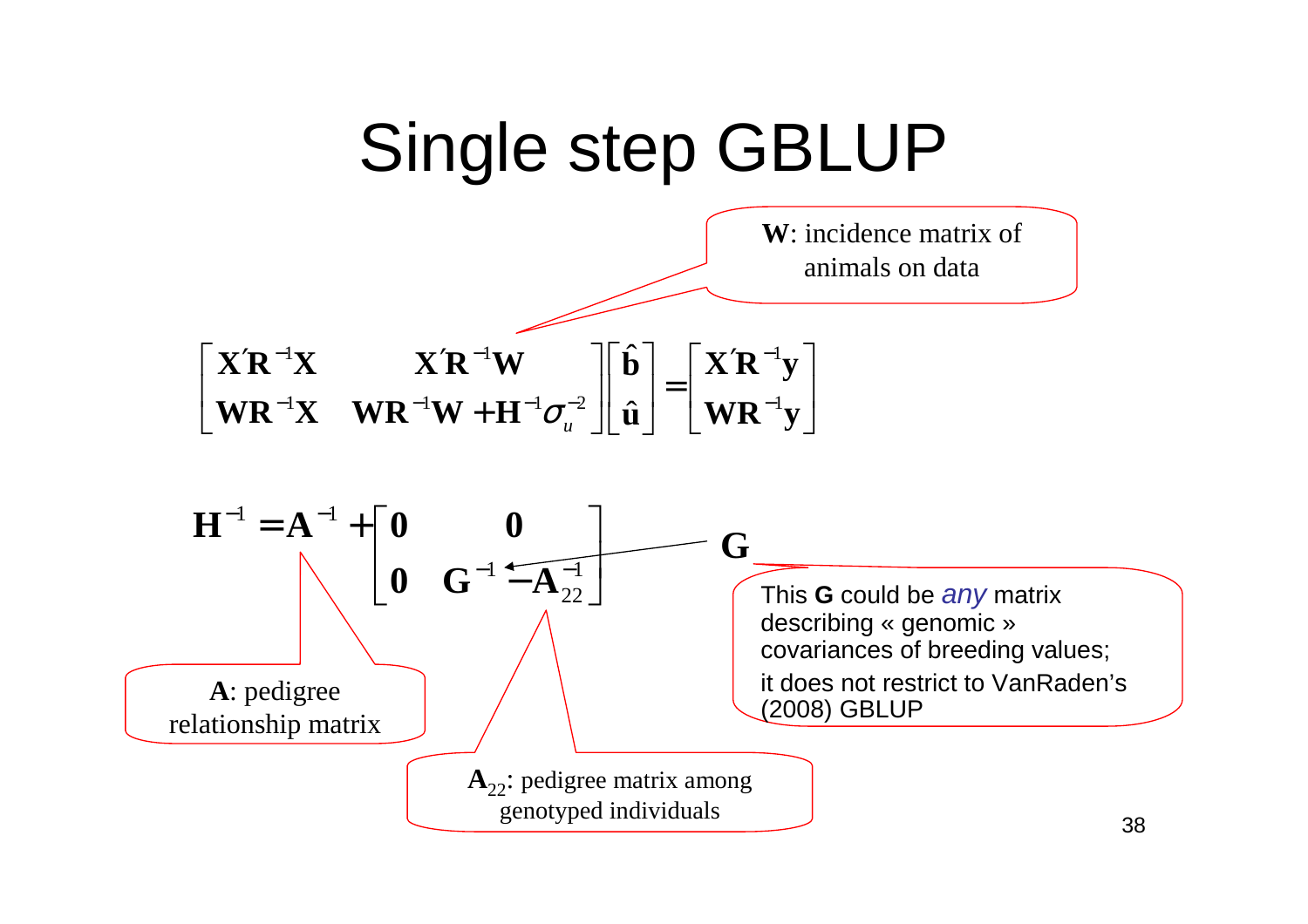# Single step GBLUP

$$\begin{bmatrix} \mathbf{X'R^{-1}X} & \mathbf{X'R^{-1}W} \\ \mathbf{WR^{-1}X} & \mathbf{WR^{-1}W + H^{-1}}\sigma_u^{-2} \end{bmatrix} \begin{bmatrix} \hat{\mathbf{b}} \\ \hat{\mathbf{u}} \end{bmatrix} = \begin{bmatrix} \mathbf{X'R^{-1}y} \\ \mathbf{WR^{-1}y} \end{bmatrix}$$

**W**: incidence matrix of animals on data

$$\mathbf{H}^{-1} = \mathbf{A}^{-1} + \begin{bmatrix} \mathbf{0} & \mathbf{0} \\ \mathbf{0} & \mathbf{G}^{-1} - \mathbf{A}_{22}^{-1} \end{bmatrix}$$

**A**: pedigree relationship matrix

$\mathbf{A}_{22}$: pedigree matrix among genotyped individuals

**G**

This **G** could be *any* matrix describing « genomic » covariances of breeding values; it does not restrict to VanRaden's (2008) GBLUP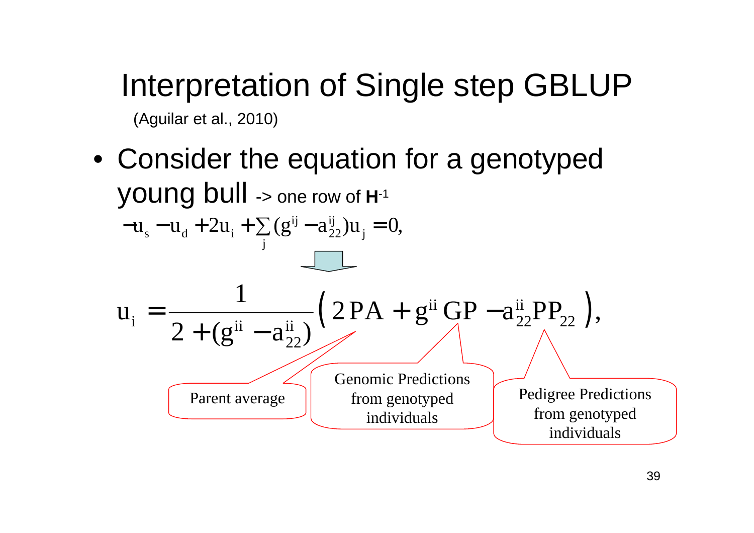# Interpretation of Single step GBLUP

(Aguilar et al., 2010)

- Consider the equation for a genotyped young bull -> one row of $\mathbf{H}^{-1}$

$$-u_s - u_d + 2u_i + \sum_j (g^{ij} - a_{22}^{ij})u_j = 0,$$

$$u_i = \frac{1}{2 + (g^{ii} - a_{22}^{ii})}\left(2\,PA + g^{ii}\,GP - a_{22}^{ii}PP_{22}\right),$$

Parent average

Genomic Predictions from genotyped individuals

Pedigree Predictions from genotyped individuals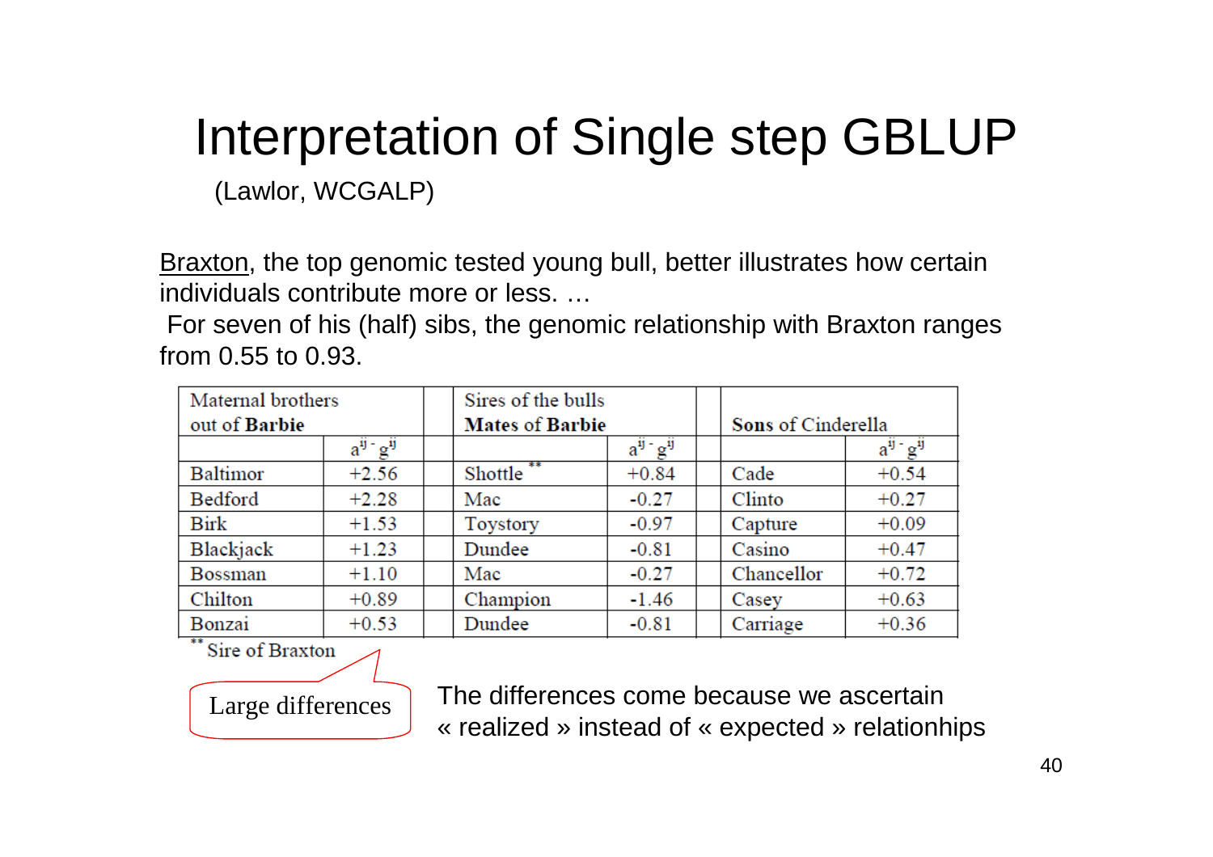# Interpretation of Single step GBLUP

(Lawlor, WCGALP)

Braxton, the top genomic tested young bull, better illustrates how certain individuals contribute more or less. …

For seven of his (half) sibs, the genomic relationship with Braxton ranges from 0.55 to 0.93.

| Maternal brothers out of **Barbie** | | | Sires of the bulls **Mates of Barbie** | | | **Sons** of Cinderella | |
|---|---|---|---|---|---|---|---|
| | $a^{ij} - g^{ij}$ | | | $a^{ij} - g^{ij}$ | | | $a^{ij} - g^{ij}$ |
| Baltimor | +2.56 | | Shottle ** | +0.84 | | Cade | +0.54 |
| Bedford | +2.28 | | Mac | -0.27 | | Clinto | +0.27 |
| Birk | +1.53 | | Toystory | -0.97 | | Capture | +0.09 |
| Blackjack | +1.23 | | Dundee | -0.81 | | Casino | +0.47 |
| Bossman | +1.10 | | Mac | -0.27 | | Chancellor | +0.72 |
| Chilton | +0.89 | | Champion | -1.46 | | Casey | +0.63 |
| Bonzai | +0.53 | | Dundee | -0.81 | | Carriage | +0.36 |

** Sire of Braxton

Large differences

The differences come because we ascertain « realized » instead of « expected » relationhips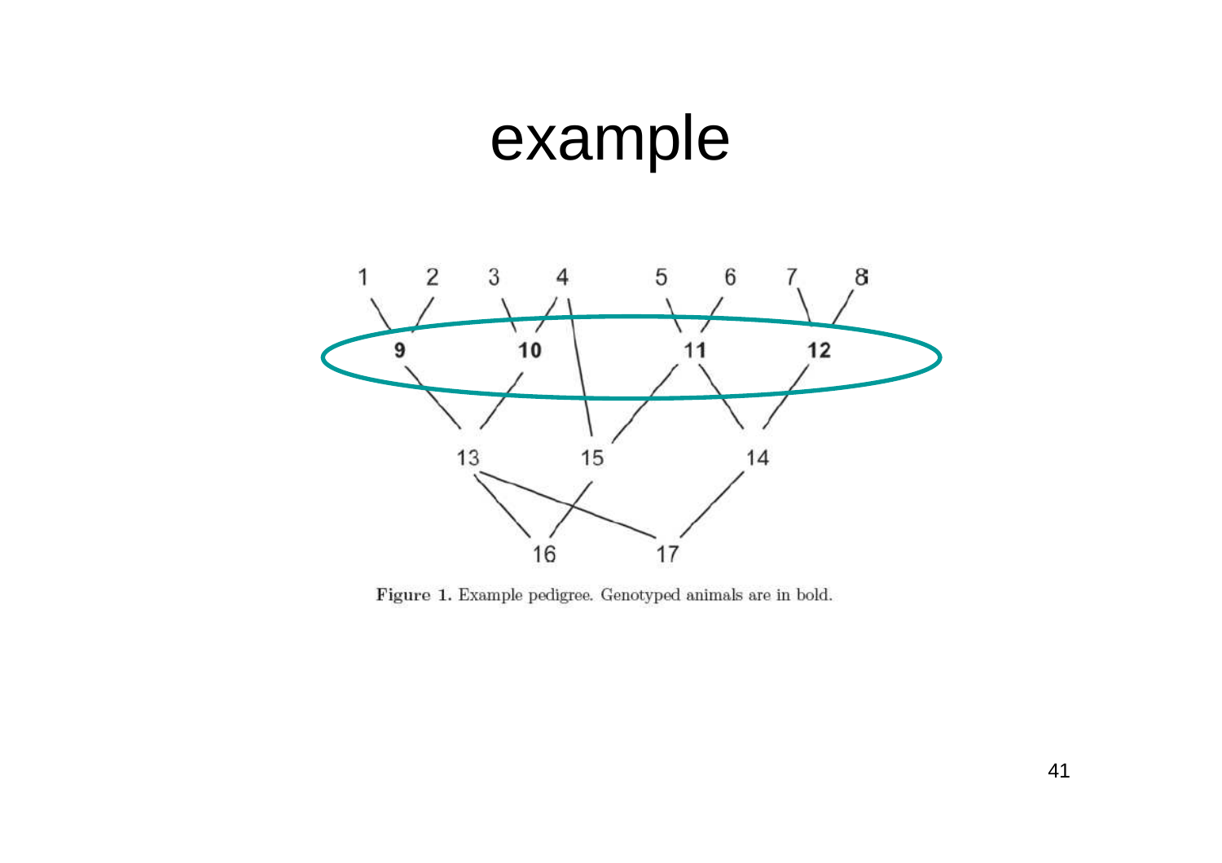# example

Figure 1. Example pedigree. Genotyped animals are in bold.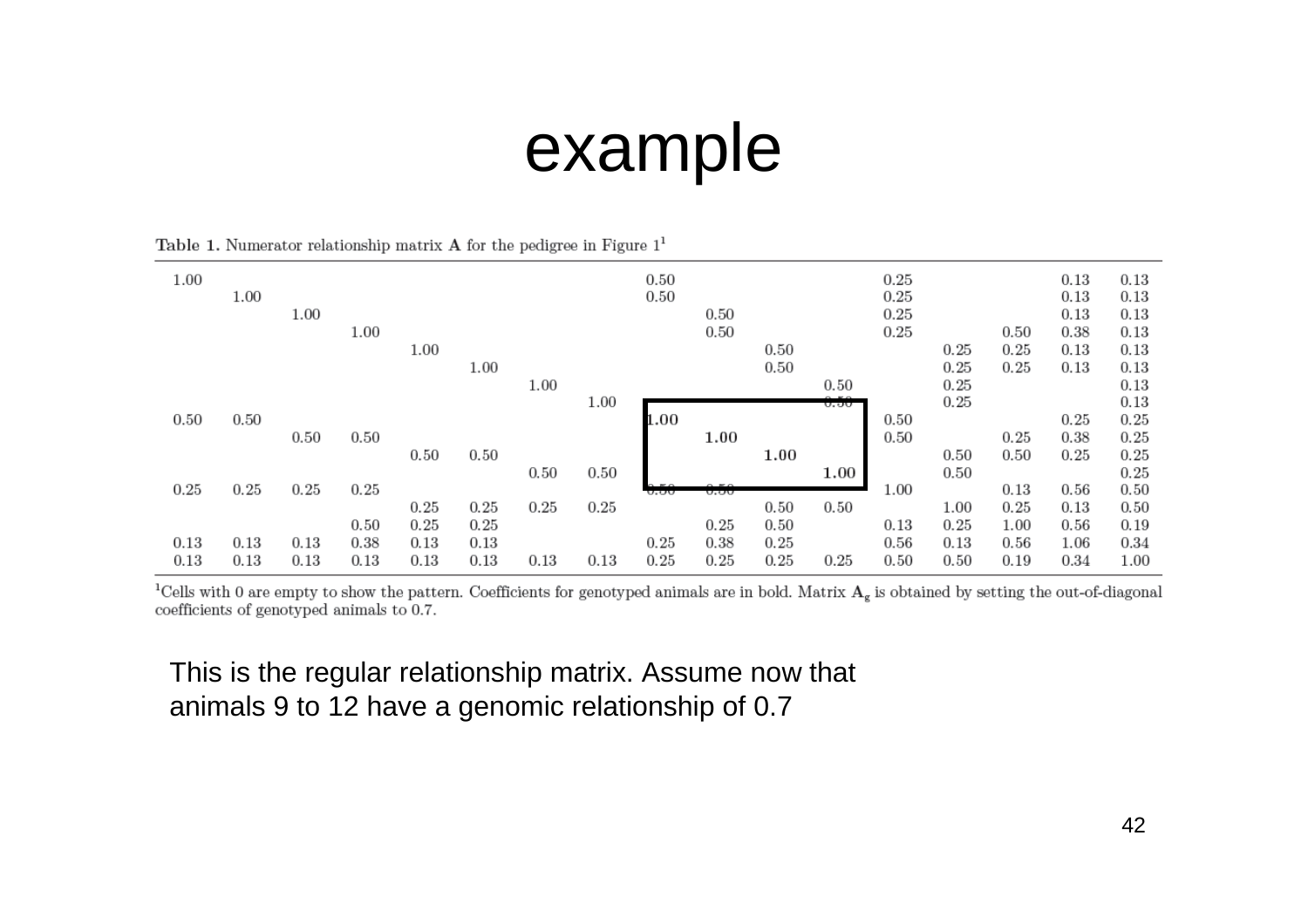# example

Table 1. Numerator relationship matrix **A** for the pedigree in Figure 1[1]

| | | | | | | | | | | | | | | | | |
|---|---|---|---|---|---|---|---|---|---|---|---|---|---|---|---|---|
| 1.00 | | | | | | | | 0.50 | | | | 0.25 | | | 0.13 | 0.13 |
| | 1.00 | | | | | | | 0.50 | | | | 0.25 | | | 0.13 | 0.13 |
| | | 1.00 | | | | | | | 0.50 | | | 0.25 | | | 0.13 | 0.13 |
| | | | 1.00 | | | | | | 0.50 | | | 0.25 | | 0.50 | 0.38 | 0.13 |
| | | | | 1.00 | | | | | | 0.50 | | | 0.25 | 0.25 | 0.13 | 0.13 |
| | | | | | 1.00 | | | | | 0.50 | | | 0.25 | 0.25 | 0.13 | 0.13 |
| | | | | | | 1.00 | | | | | 0.50 | | 0.25 | | | 0.13 |
| | | | | | | | 1.00 | | | | 0.50 | | 0.25 | | | 0.13 |
| 0.50 | 0.50 | | | | | | | **1.00** | | | | 0.50 | | | 0.25 | 0.25 |
| | | 0.50 | 0.50 | | | | | | **1.00** | | | 0.50 | | 0.25 | 0.38 | 0.25 |
| | | | | 0.50 | 0.50 | | | | | **1.00** | | | 0.50 | 0.50 | 0.25 | 0.25 |
| | | | | | | 0.50 | 0.50 | | | | **1.00** | | 0.50 | | | 0.25 |
| 0.25 | 0.25 | 0.25 | 0.25 | | | | | 0.50 | 0.50 | | | 1.00 | | 0.13 | 0.56 | 0.50 |
| | | | | 0.25 | 0.25 | 0.25 | 0.25 | | | 0.50 | 0.50 | | 1.00 | 0.25 | 0.13 | 0.50 |
| | | | 0.50 | 0.25 | 0.25 | | | | 0.25 | 0.50 | | 0.13 | 0.25 | 1.00 | 0.56 | 0.19 |
| 0.13 | 0.13 | 0.13 | 0.38 | 0.13 | 0.13 | | | 0.25 | 0.38 | 0.25 | | 0.56 | 0.13 | 0.56 | 1.06 | 0.34 |
| 0.13 | 0.13 | 0.13 | 0.13 | 0.13 | 0.13 | 0.13 | 0.13 | 0.25 | 0.25 | 0.25 | 0.25 | 0.50 | 0.50 | 0.19 | 0.34 | 1.00 |

[1]Cells with 0 are empty to show the pattern. Coefficients for genotyped animals are in bold. Matrix $\mathbf{A}_g$ is obtained by setting the out-of-diagonal coefficients of genotyped animals to 0.7.

This is the regular relationship matrix. Assume now that animals 9 to 12 have a genomic relationship of 0.7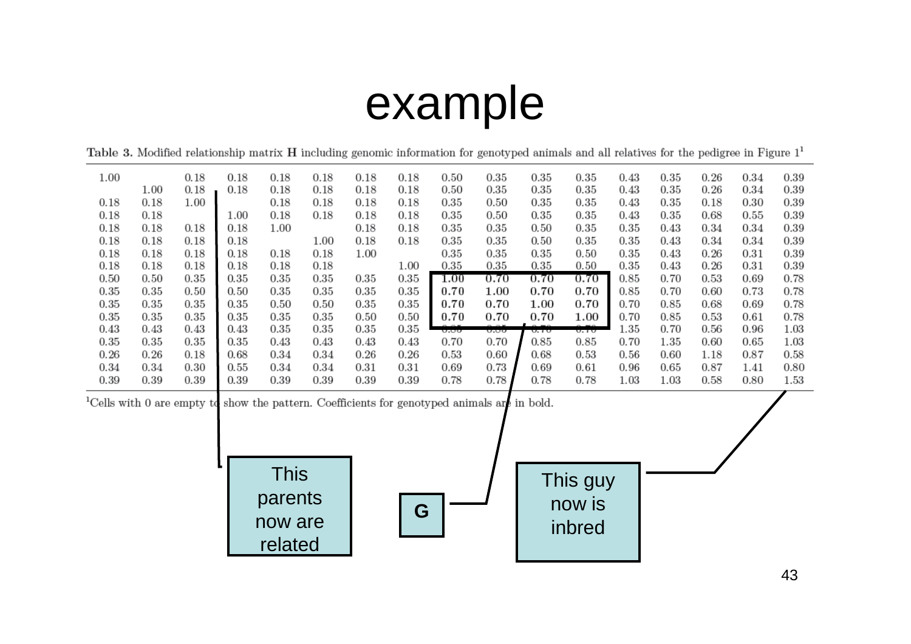# example

Table 3. Modified relationship matrix **H** including genomic information for genotyped animals and all relatives for the pedigree in Figure 1[1]

| | | | | | | | | | | | | | | | | |
|---|---|---|---|---|---|---|---|---|---|---|---|---|---|---|---|---|
| 1.00 | | 0.18 | 0.18 | 0.18 | 0.18 | 0.18 | 0.18 | 0.50 | 0.35 | 0.35 | 0.35 | 0.43 | 0.35 | 0.26 | 0.34 | 0.39 |
| | 1.00 | 0.18 | 0.18 | 0.18 | 0.18 | 0.18 | 0.18 | 0.50 | 0.35 | 0.35 | 0.35 | 0.43 | 0.35 | 0.26 | 0.34 | 0.39 |
| 0.18 | 0.18 | 1.00 | | 0.18 | 0.18 | 0.18 | 0.18 | 0.35 | 0.50 | 0.35 | 0.35 | 0.43 | 0.35 | 0.18 | 0.30 | 0.39 |
| 0.18 | 0.18 | | 1.00 | 0.18 | 0.18 | 0.18 | 0.18 | 0.35 | 0.50 | 0.35 | 0.35 | 0.43 | 0.35 | 0.68 | 0.55 | 0.39 |
| 0.18 | 0.18 | 0.18 | 0.18 | 1.00 | | 0.18 | 0.18 | 0.35 | 0.35 | 0.50 | 0.35 | 0.35 | 0.43 | 0.34 | 0.34 | 0.39 |
| 0.18 | 0.18 | 0.18 | 0.18 | | 1.00 | 0.18 | 0.18 | 0.35 | 0.35 | 0.50 | 0.35 | 0.35 | 0.43 | 0.34 | 0.34 | 0.39 |
| 0.18 | 0.18 | 0.18 | 0.18 | 0.18 | 0.18 | 1.00 | | 0.35 | 0.35 | 0.35 | 0.50 | 0.35 | 0.43 | 0.26 | 0.31 | 0.39 |
| 0.18 | 0.18 | 0.18 | 0.18 | 0.18 | 0.18 | | 1.00 | 0.35 | 0.35 | 0.35 | 0.50 | 0.35 | 0.43 | 0.26 | 0.31 | 0.39 |
| 0.50 | 0.50 | 0.35 | 0.35 | 0.35 | 0.35 | 0.35 | 0.35 | **1.00** | **0.70** | **0.70** | **0.70** | 0.85 | 0.70 | 0.53 | 0.69 | 0.78 |
| 0.35 | 0.35 | 0.50 | 0.50 | 0.35 | 0.35 | 0.35 | 0.35 | **0.70** | **1.00** | **0.70** | **0.70** | 0.85 | 0.70 | 0.60 | 0.73 | 0.78 |
| 0.35 | 0.35 | 0.35 | 0.35 | 0.50 | 0.50 | 0.35 | 0.35 | **0.70** | **0.70** | **1.00** | **0.70** | 0.70 | 0.85 | 0.68 | 0.69 | 0.78 |
| 0.35 | 0.35 | 0.35 | 0.35 | 0.35 | 0.35 | 0.50 | 0.50 | **0.70** | **0.70** | **0.70** | **1.00** | 0.70 | 0.85 | 0.53 | 0.61 | 0.78 |
| 0.43 | 0.43 | 0.43 | 0.43 | 0.35 | 0.35 | 0.35 | 0.35 | 0.85 | 0.85 | 0.70 | 0.70 | 1.35 | 0.70 | 0.56 | 0.96 | 1.03 |
| 0.35 | 0.35 | 0.35 | 0.35 | 0.43 | 0.43 | 0.43 | 0.43 | 0.70 | 0.70 | 0.85 | 0.85 | 0.70 | 1.35 | 0.60 | 0.65 | 1.03 |
| 0.26 | 0.26 | 0.18 | 0.68 | 0.34 | 0.34 | 0.26 | 0.26 | 0.53 | 0.60 | 0.68 | 0.53 | 0.56 | 0.60 | 1.18 | 0.87 | 0.58 |
| 0.34 | 0.34 | 0.30 | 0.55 | 0.34 | 0.34 | 0.31 | 0.31 | 0.69 | 0.73 | 0.69 | 0.61 | 0.96 | 0.65 | 0.87 | 1.41 | 0.80 |
| 0.39 | 0.39 | 0.39 | 0.39 | 0.39 | 0.39 | 0.39 | 0.39 | 0.78 | 0.78 | 0.78 | 0.78 | 1.03 | 1.03 | 0.58 | 0.80 | 1.53 |

[1]Cells with 0 are empty to show the pattern. Coefficients for genotyped animals are in bold.

This parents now are related

G

This guy now is inbred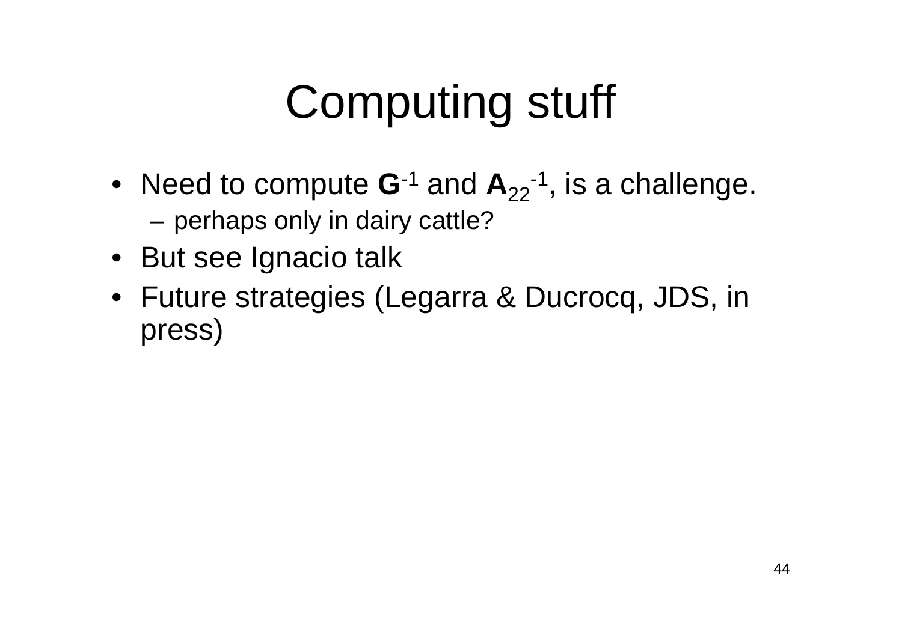# Computing stuff

- Need to compute $\mathbf{G}^{-1}$ and $\mathbf{A}_{22}^{-1}$, is a challenge.
  - perhaps only in dairy cattle?
- But see Ignacio talk
- Future strategies (Legarra & Ducrocq, JDS, in press)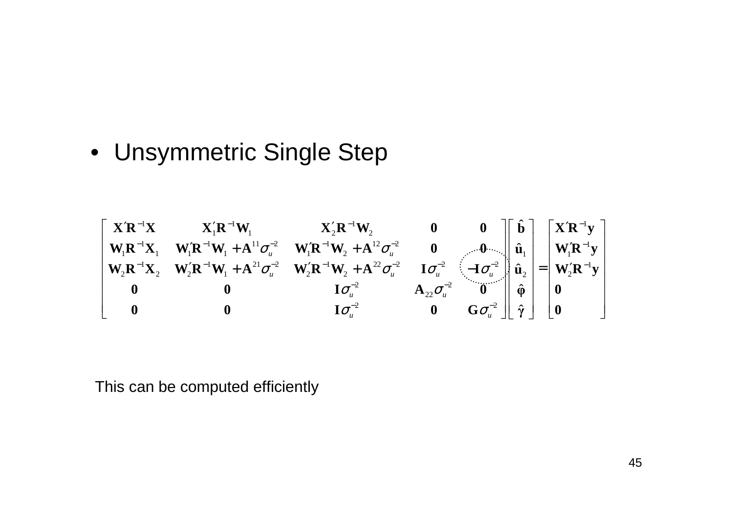- Unsymmetric Single Step

$$
\begin{bmatrix}
\mathbf{X}'\mathbf{R}^{-1}\mathbf{X} & \mathbf{X}_1'\mathbf{R}^{-1}\mathbf{W}_1 & \mathbf{X}_2'\mathbf{R}^{-1}\mathbf{W}_2 & \mathbf{0} & \mathbf{0} \\
\mathbf{W}_1\mathbf{R}^{-1}\mathbf{X}_1 & \mathbf{W}_1'\mathbf{R}^{-1}\mathbf{W}_1 + \mathbf{A}^{11}\sigma_u^{-2} & \mathbf{W}_1'\mathbf{R}^{-1}\mathbf{W}_2 + \mathbf{A}^{12}\sigma_u^{-2} & \mathbf{0} & \mathbf{0} \\
\mathbf{W}_2\mathbf{R}^{-1}\mathbf{X}_2 & \mathbf{W}_2'\mathbf{R}^{-1}\mathbf{W}_1 + \mathbf{A}^{21}\sigma_u^{-2} & \mathbf{W}_2'\mathbf{R}^{-1}\mathbf{W}_2 + \mathbf{A}^{22}\sigma_u^{-2} & \mathbf{I}\sigma_u^{-2} & -\mathbf{I}\sigma_u^{-2} \\
\mathbf{0} & \mathbf{0} & \mathbf{I}\sigma_u^{-2} & \mathbf{A}_{22}\sigma_u^{-2} & \mathbf{0} \\
\mathbf{0} & \mathbf{0} & \mathbf{I}\sigma_u^{-2} & \mathbf{0} & \mathbf{G}\sigma_u^{-2}
\end{bmatrix}
\begin{bmatrix}
\hat{\mathbf{b}} \\ \hat{\mathbf{u}}_1 \\ \hat{\mathbf{u}}_2 \\ \hat{\boldsymbol{\varphi}} \\ \hat{\boldsymbol{\gamma}}
\end{bmatrix}
=
\begin{bmatrix}
\mathbf{X}'\mathbf{R}^{-1}\mathbf{y} \\ \mathbf{W}_1'\mathbf{R}^{-1}\mathbf{y} \\ \mathbf{W}_2'\mathbf{R}^{-1}\mathbf{y} \\ \mathbf{0} \\ \mathbf{0}
\end{bmatrix}
$$

This can be computed efficiently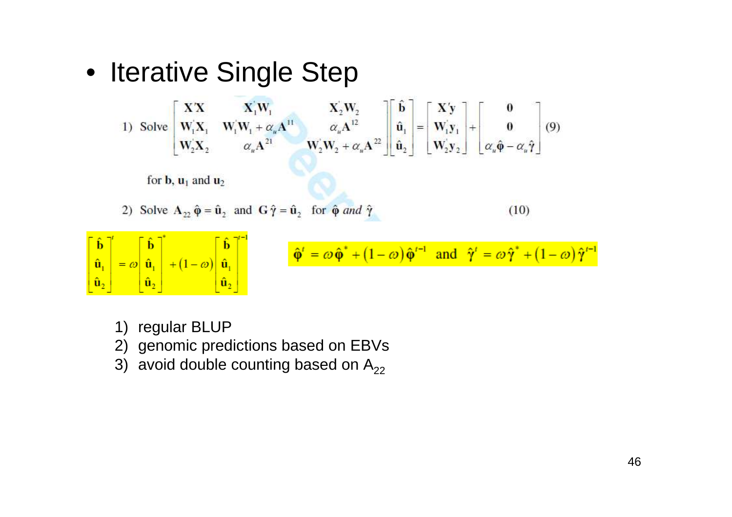- Iterative Single Step

$$
\text{1) Solve } \begin{bmatrix} \mathbf{X'X} & \mathbf{X}_1'\mathbf{W}_1 & \mathbf{X}_2'\mathbf{W}_2 \\ \mathbf{W}_1'\mathbf{X}_1 & \mathbf{W}_1'\mathbf{W}_1 + \alpha_u \mathbf{A}^{11} & \alpha_u \mathbf{A}^{12} \\ \mathbf{W}_2'\mathbf{X}_2 & \alpha_u \mathbf{A}^{21} & \mathbf{W}_2'\mathbf{W}_2 + \alpha_u \mathbf{A}^{22} \end{bmatrix} \begin{bmatrix} \hat{\mathbf{b}} \\ \hat{\mathbf{u}}_1 \\ \hat{\mathbf{u}}_2 \end{bmatrix} = \begin{bmatrix} \mathbf{X'y} \\ \mathbf{W}_1'\mathbf{y}_1 \\ \mathbf{W}_2'\mathbf{y}_2 \end{bmatrix} + \begin{bmatrix} \mathbf{0} \\ \mathbf{0} \\ \alpha_u \hat{\boldsymbol{\varphi}} - \alpha_u \hat{\boldsymbol{\gamma}} \end{bmatrix} \quad (9)
$$

for $\mathbf{b}$, $\mathbf{u}_1$ and $\mathbf{u}_2$

$$
\text{2) Solve } \mathbf{A}_{22}\hat{\boldsymbol{\varphi}} = \hat{\mathbf{u}}_2 \text{ and } \mathbf{G}\hat{\boldsymbol{\gamma}} = \hat{\mathbf{u}}_2 \text{ for } \hat{\boldsymbol{\varphi}} \textit{ and } \hat{\boldsymbol{\gamma}} \quad (10)
$$

$$
\begin{bmatrix} \hat{\mathbf{b}} \\ \hat{\mathbf{u}}_1 \\ \hat{\mathbf{u}}_2 \end{bmatrix}^t = \omega \begin{bmatrix} \hat{\mathbf{b}} \\ \hat{\mathbf{u}}_1 \\ \hat{\mathbf{u}}_2 \end{bmatrix}^* + (1-\omega) \begin{bmatrix} \hat{\mathbf{b}} \\ \hat{\mathbf{u}}_1 \\ \hat{\mathbf{u}}_2 \end{bmatrix}^{t-1}
$$

$$
\hat{\boldsymbol{\varphi}}^t = \omega\hat{\boldsymbol{\varphi}}^* + (1-\omega)\hat{\boldsymbol{\varphi}}^{t-1} \text{ and } \hat{\boldsymbol{\gamma}}^t = \omega\hat{\boldsymbol{\gamma}}^* + (1-\omega)\hat{\boldsymbol{\gamma}}^{t-1}
$$

1) regular BLUP
2) genomic predictions based on EBVs
3) avoid double counting based on $A_{22}$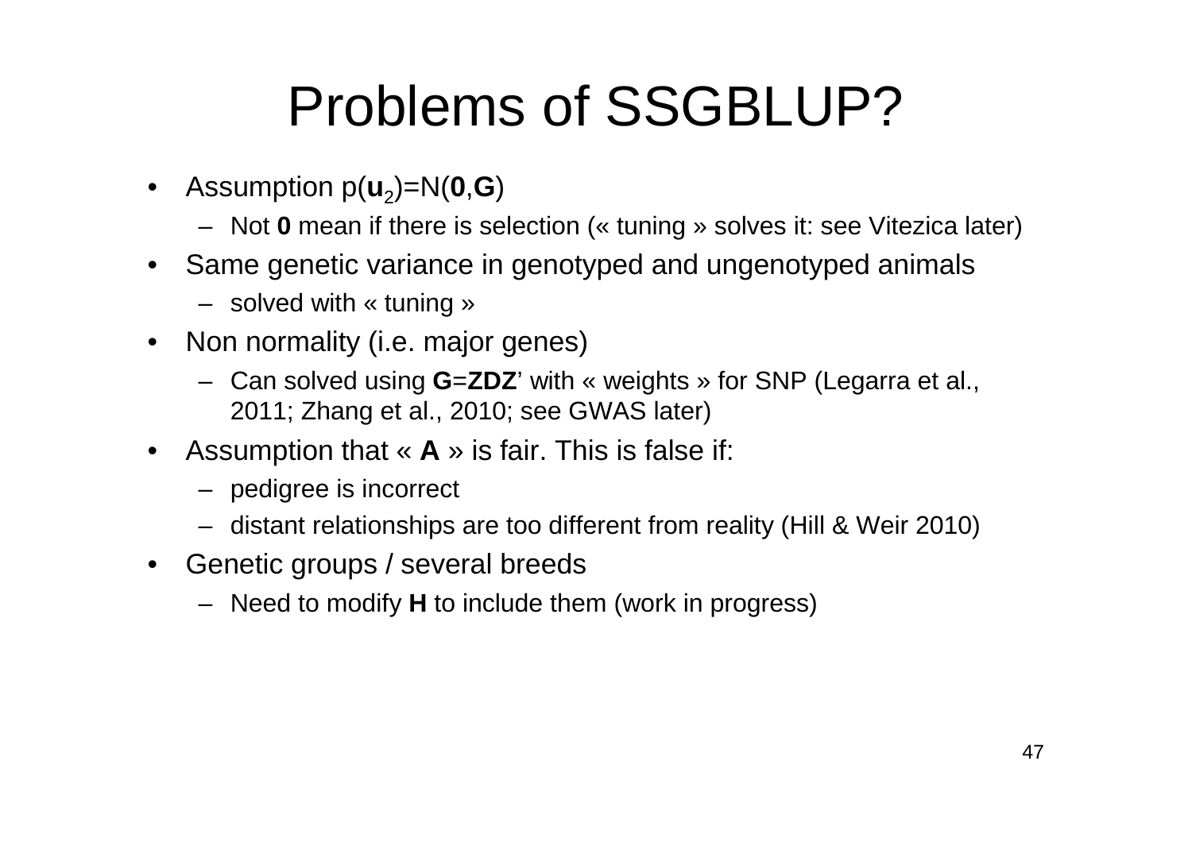# Problems of SSGBLUP?

- Assumption $p(\mathbf{u}_2)=N(\mathbf{0},\mathbf{G})$
  - Not **0** mean if there is selection (« tuning » solves it: see Vitezica later)
- Same genetic variance in genotyped and ungenotyped animals
  - solved with « tuning »
- Non normality (i.e. major genes)
  - Can solved using $\mathbf{G}=\mathbf{ZDZ}'$ with « weights » for SNP (Legarra et al., 2011; Zhang et al., 2010; see GWAS later)
- Assumption that « **A** » is fair. This is false if:
  - pedigree is incorrect
  - distant relationships are too different from reality (Hill & Weir 2010)
- Genetic groups / several breeds
  - Need to modify **H** to include them (work in progress)